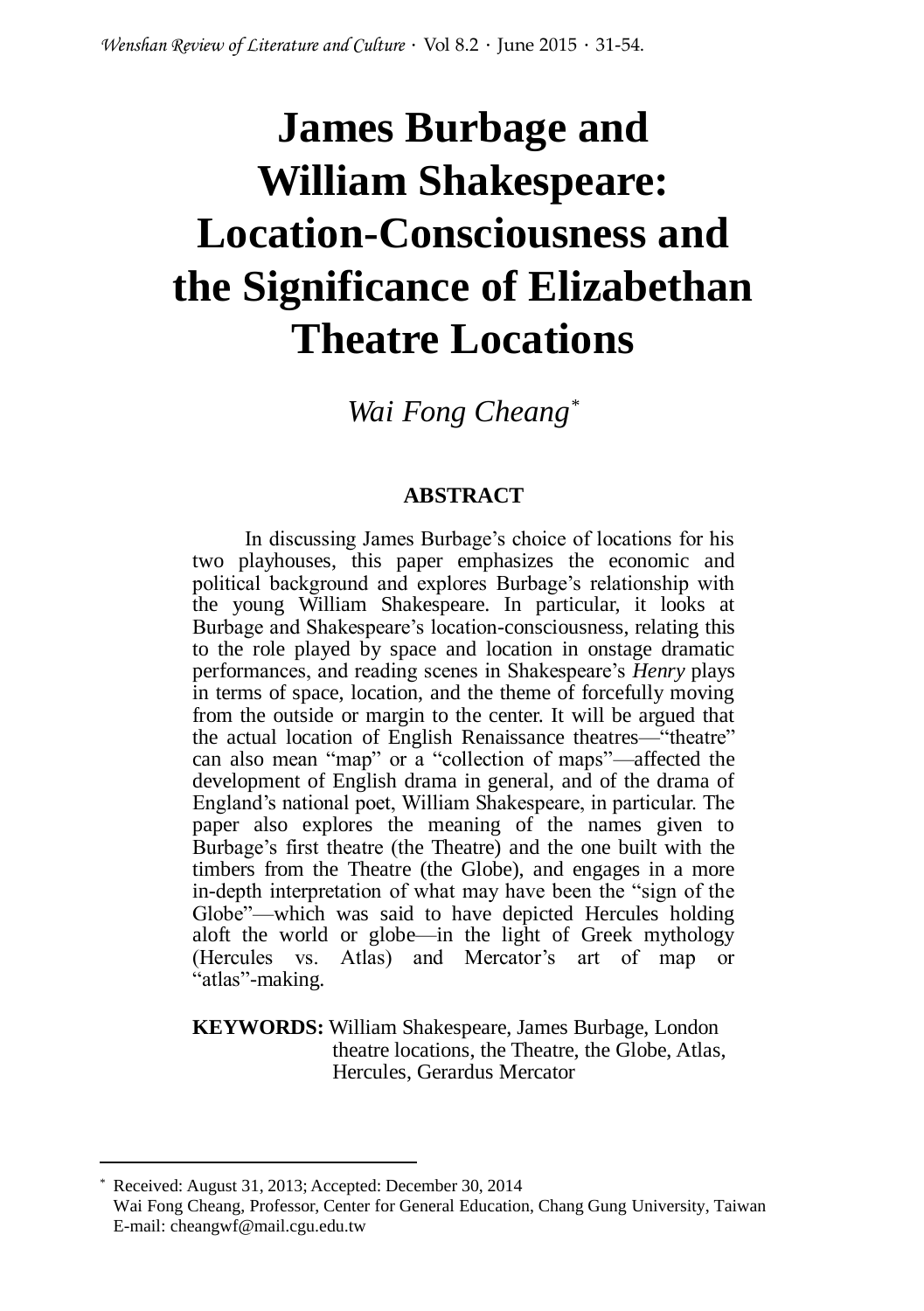# James Burbage and William Shakespeare: Location-Consciousness and the Significance of Elizabethan Theatre Locations

*Wai Fong Cheang*[*]

## ABSTRACT

In discussing James Burbage's choice of locations for his two playhouses, this paper emphasizes the economic and political background and explores Burbage's relationship with the young William Shakespeare. In particular, it looks at Burbage and Shakespeare's location-consciousness, relating this to the role played by space and location in onstage dramatic performances, and reading scenes in Shakespeare's *Henry* plays in terms of space, location, and the theme of forcefully moving from the outside or margin to the center. It will be argued that the actual location of English Renaissance theatres—"theatre" can also mean "map" or a "collection of maps"—affected the development of English drama in general, and of the drama of England's national poet, William Shakespeare, in particular. The paper also explores the meaning of the names given to Burbage's first theatre (the Theatre) and the one built with the timbers from the Theatre (the Globe), and engages in a more in-depth interpretation of what may have been the "sign of the Globe"—which was said to have depicted Hercules holding aloft the world or globe—in the light of Greek mythology (Hercules vs. Atlas) and Mercator's art of map or "atlas"-making.

**KEYWORDS:** William Shakespeare, James Burbage, London theatre locations, the Theatre, the Globe, Atlas, Hercules, Gerardus Mercator

---

[*] Received: August 31, 2013; Accepted: December 30, 2014
Wai Fong Cheang, Professor, Center for General Education, Chang Gung University, Taiwan
E-mail: cheangwf@mail.cgu.edu.tw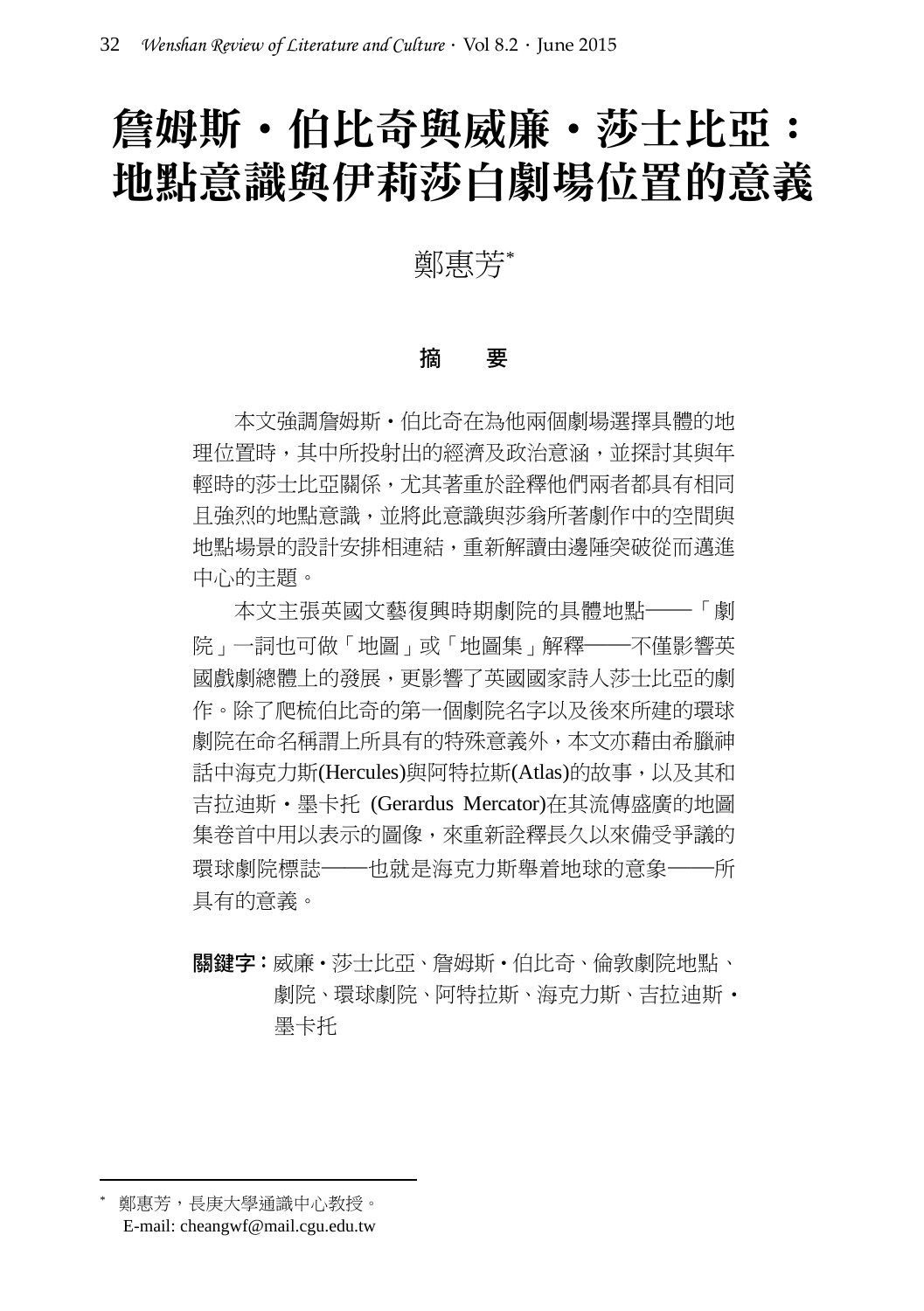# 詹姆斯・伯比奇與威廉・莎士比亞：地點意識與伊莉莎白劇場位置的意義

鄭惠芳*

## 摘　要

本文強調詹姆斯・伯比奇在為他兩個劇場選擇具體的地理位置時，其中所投射出的經濟及政治意涵，並探討其與年輕時的莎士比亞關係，尤其著重於詮釋他們兩者都具有相同且強烈的地點意識，並將此意識與莎翁所著劇作中的空間與地點場景的設計安排相連結，重新解讀由邊陲突破從而邁進中心的主題。

本文主張英國文藝復興時期劇院的具體地點——「劇院」一詞也可做「地圖」或「地圖集」解釋——不僅影響英國戲劇總體上的發展，更影響了英國國家詩人莎士比亞的劇作。除了爬梳伯比奇的第一個劇院名字以及後來所建的環球劇院在命名稱謂上所具有的特殊意義外，本文亦藉由希臘神話中海克力斯(Hercules)與阿特拉斯(Atlas)的故事，以及其和吉拉迪斯・墨卡托 (Gerardus Mercator)在其流傳盛廣的地圖集卷首中用以表示的圖像，來重新詮釋長久以來備受爭議的環球劇院標誌——也就是海克力斯舉着地球的意象——所具有的意義。

**關鍵字：**威廉・莎士比亞、詹姆斯・伯比奇、倫敦劇院地點、劇院、環球劇院、阿特拉斯、海克力斯、吉拉迪斯・墨卡托

---

\* 鄭惠芳，長庚大學通識中心教授。
E-mail: cheangwf@mail.cgu.edu.tw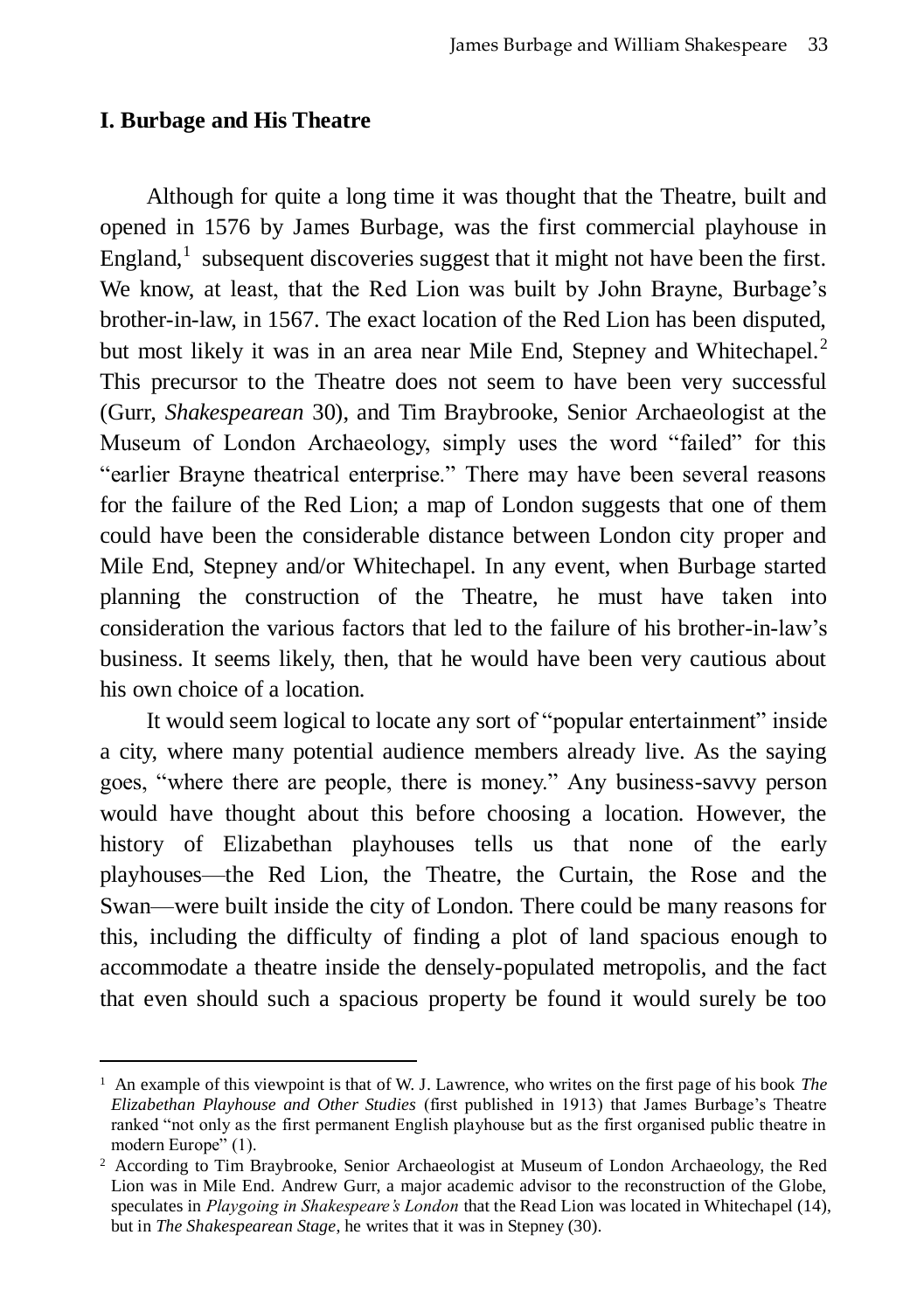## I. Burbage and His Theatre

Although for quite a long time it was thought that the Theatre, built and opened in 1576 by James Burbage, was the first commercial playhouse in England,[1] subsequent discoveries suggest that it might not have been the first. We know, at least, that the Red Lion was built by John Brayne, Burbage's brother-in-law, in 1567. The exact location of the Red Lion has been disputed, but most likely it was in an area near Mile End, Stepney and Whitechapel.[2] This precursor to the Theatre does not seem to have been very successful (Gurr, *Shakespearean* 30), and Tim Braybrooke, Senior Archaeologist at the Museum of London Archaeology, simply uses the word "failed" for this "earlier Brayne theatrical enterprise." There may have been several reasons for the failure of the Red Lion; a map of London suggests that one of them could have been the considerable distance between London city proper and Mile End, Stepney and/or Whitechapel. In any event, when Burbage started planning the construction of the Theatre, he must have taken into consideration the various factors that led to the failure of his brother-in-law's business. It seems likely, then, that he would have been very cautious about his own choice of a location.

It would seem logical to locate any sort of "popular entertainment" inside a city, where many potential audience members already live. As the saying goes, "where there are people, there is money." Any business-savvy person would have thought about this before choosing a location. However, the history of Elizabethan playhouses tells us that none of the early playhouses—the Red Lion, the Theatre, the Curtain, the Rose and the Swan—were built inside the city of London. There could be many reasons for this, including the difficulty of finding a plot of land spacious enough to accommodate a theatre inside the densely-populated metropolis, and the fact that even should such a spacious property be found it would surely be too

---

[1] An example of this viewpoint is that of W. J. Lawrence, who writes on the first page of his book *The Elizabethan Playhouse and Other Studies* (first published in 1913) that James Burbage's Theatre ranked "not only as the first permanent English playhouse but as the first organised public theatre in modern Europe" (1).

[2] According to Tim Braybrooke, Senior Archaeologist at Museum of London Archaeology, the Red Lion was in Mile End. Andrew Gurr, a major academic advisor to the reconstruction of the Globe, speculates in *Playgoing in Shakespeare's London* that the Read Lion was located in Whitechapel (14), but in *The Shakespearean Stage*, he writes that it was in Stepney (30).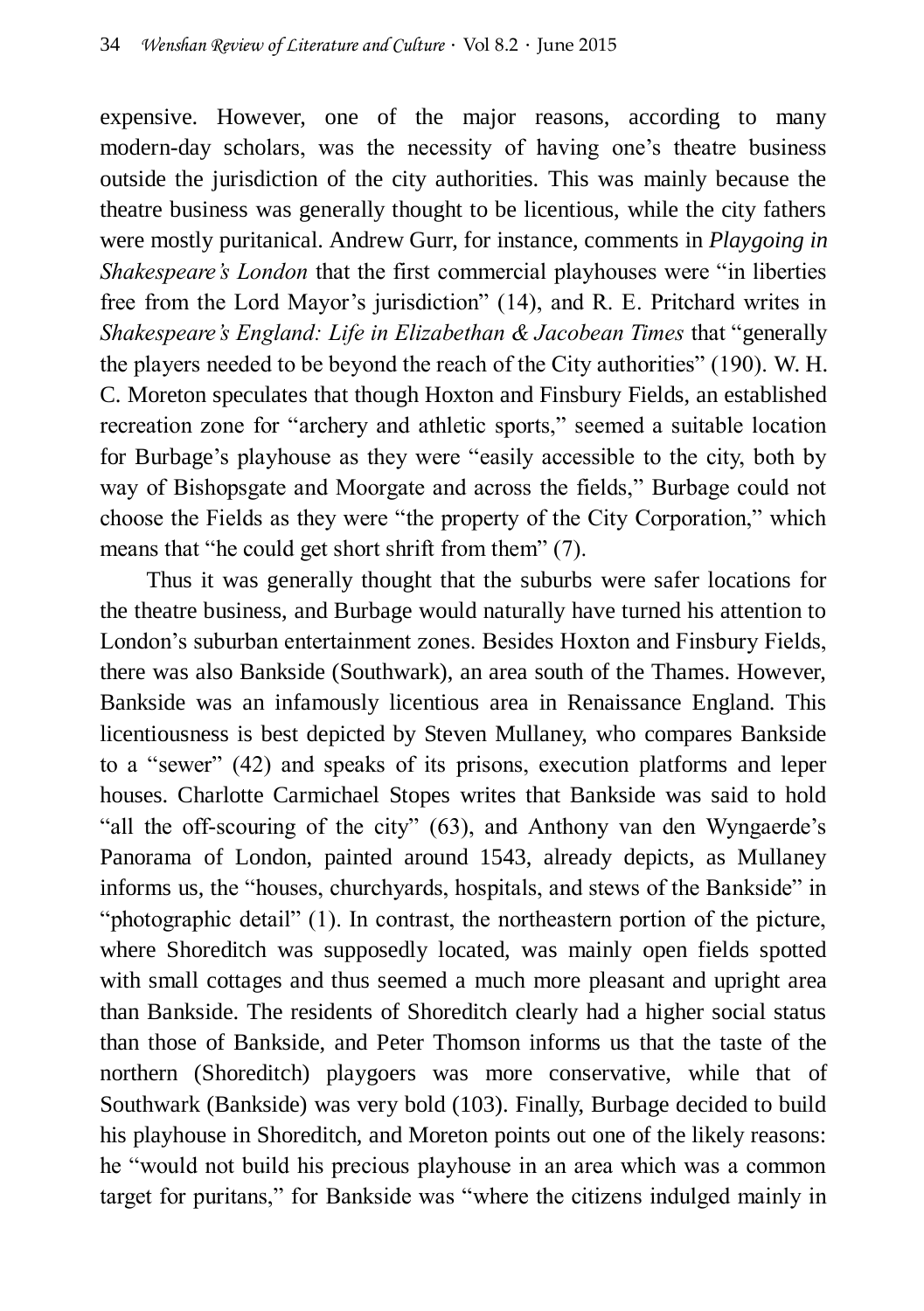expensive. However, one of the major reasons, according to many modern-day scholars, was the necessity of having one's theatre business outside the jurisdiction of the city authorities. This was mainly because the theatre business was generally thought to be licentious, while the city fathers were mostly puritanical. Andrew Gurr, for instance, comments in *Playgoing in Shakespeare's London* that the first commercial playhouses were "in liberties free from the Lord Mayor's jurisdiction" (14), and R. E. Pritchard writes in *Shakespeare's England: Life in Elizabethan & Jacobean Times* that "generally the players needed to be beyond the reach of the City authorities" (190). W. H. C. Moreton speculates that though Hoxton and Finsbury Fields, an established recreation zone for "archery and athletic sports," seemed a suitable location for Burbage's playhouse as they were "easily accessible to the city, both by way of Bishopsgate and Moorgate and across the fields," Burbage could not choose the Fields as they were "the property of the City Corporation," which means that "he could get short shrift from them" (7).

Thus it was generally thought that the suburbs were safer locations for the theatre business, and Burbage would naturally have turned his attention to London's suburban entertainment zones. Besides Hoxton and Finsbury Fields, there was also Bankside (Southwark), an area south of the Thames. However, Bankside was an infamously licentious area in Renaissance England. This licentiousness is best depicted by Steven Mullaney, who compares Bankside to a "sewer" (42) and speaks of its prisons, execution platforms and leper houses. Charlotte Carmichael Stopes writes that Bankside was said to hold "all the off-scouring of the city" (63), and Anthony van den Wyngaerde's Panorama of London, painted around 1543, already depicts, as Mullaney informs us, the "houses, churchyards, hospitals, and stews of the Bankside" in "photographic detail" (1). In contrast, the northeastern portion of the picture, where Shoreditch was supposedly located, was mainly open fields spotted with small cottages and thus seemed a much more pleasant and upright area than Bankside. The residents of Shoreditch clearly had a higher social status than those of Bankside, and Peter Thomson informs us that the taste of the northern (Shoreditch) playgoers was more conservative, while that of Southwark (Bankside) was very bold (103). Finally, Burbage decided to build his playhouse in Shoreditch, and Moreton points out one of the likely reasons: he "would not build his precious playhouse in an area which was a common target for puritans," for Bankside was "where the citizens indulged mainly in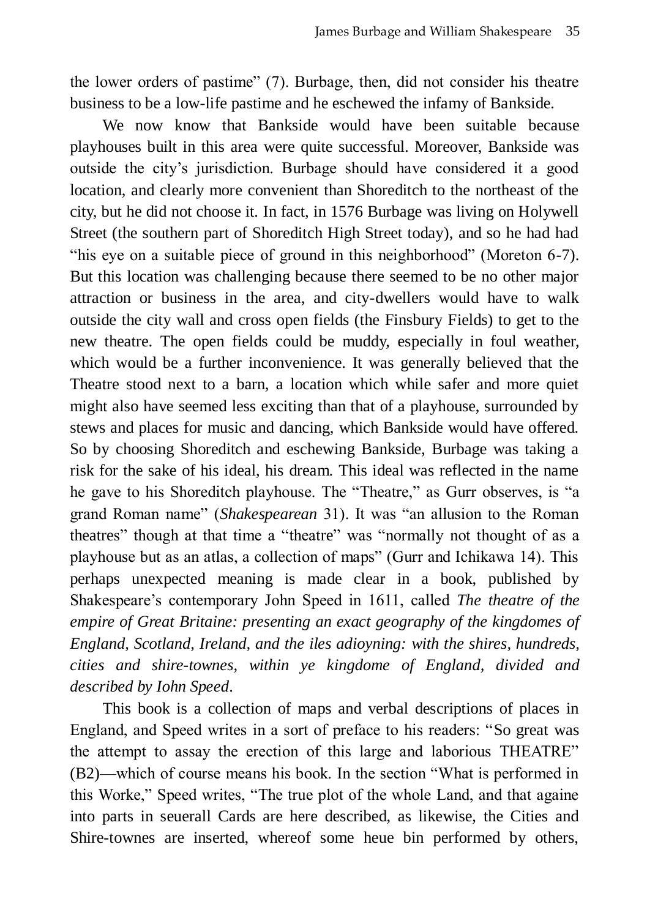the lower orders of pastime" (7). Burbage, then, did not consider his theatre business to be a low-life pastime and he eschewed the infamy of Bankside.

We now know that Bankside would have been suitable because playhouses built in this area were quite successful. Moreover, Bankside was outside the city's jurisdiction. Burbage should have considered it a good location, and clearly more convenient than Shoreditch to the northeast of the city, but he did not choose it. In fact, in 1576 Burbage was living on Holywell Street (the southern part of Shoreditch High Street today), and so he had had "his eye on a suitable piece of ground in this neighborhood" (Moreton 6-7). But this location was challenging because there seemed to be no other major attraction or business in the area, and city-dwellers would have to walk outside the city wall and cross open fields (the Finsbury Fields) to get to the new theatre. The open fields could be muddy, especially in foul weather, which would be a further inconvenience. It was generally believed that the Theatre stood next to a barn, a location which while safer and more quiet might also have seemed less exciting than that of a playhouse, surrounded by stews and places for music and dancing, which Bankside would have offered. So by choosing Shoreditch and eschewing Bankside, Burbage was taking a risk for the sake of his ideal, his dream. This ideal was reflected in the name he gave to his Shoreditch playhouse. The "Theatre," as Gurr observes, is "a grand Roman name" (*Shakespearean* 31). It was "an allusion to the Roman theatres" though at that time a "theatre" was "normally not thought of as a playhouse but as an atlas, a collection of maps" (Gurr and Ichikawa 14). This perhaps unexpected meaning is made clear in a book, published by Shakespeare's contemporary John Speed in 1611, called *The theatre of the empire of Great Britaine: presenting an exact geography of the kingdomes of England, Scotland, Ireland, and the iles adioyning: with the shires, hundreds, cities and shire-townes, within ye kingdome of England, divided and described by Iohn Speed*.

This book is a collection of maps and verbal descriptions of places in England, and Speed writes in a sort of preface to his readers: "So great was the attempt to assay the erection of this large and laborious THEATRE" (B2)—which of course means his book. In the section "What is performed in this Worke," Speed writes, "The true plot of the whole Land, and that againe into parts in seuerall Cards are here described, as likewise, the Cities and Shire-townes are inserted, whereof some heue bin performed by others,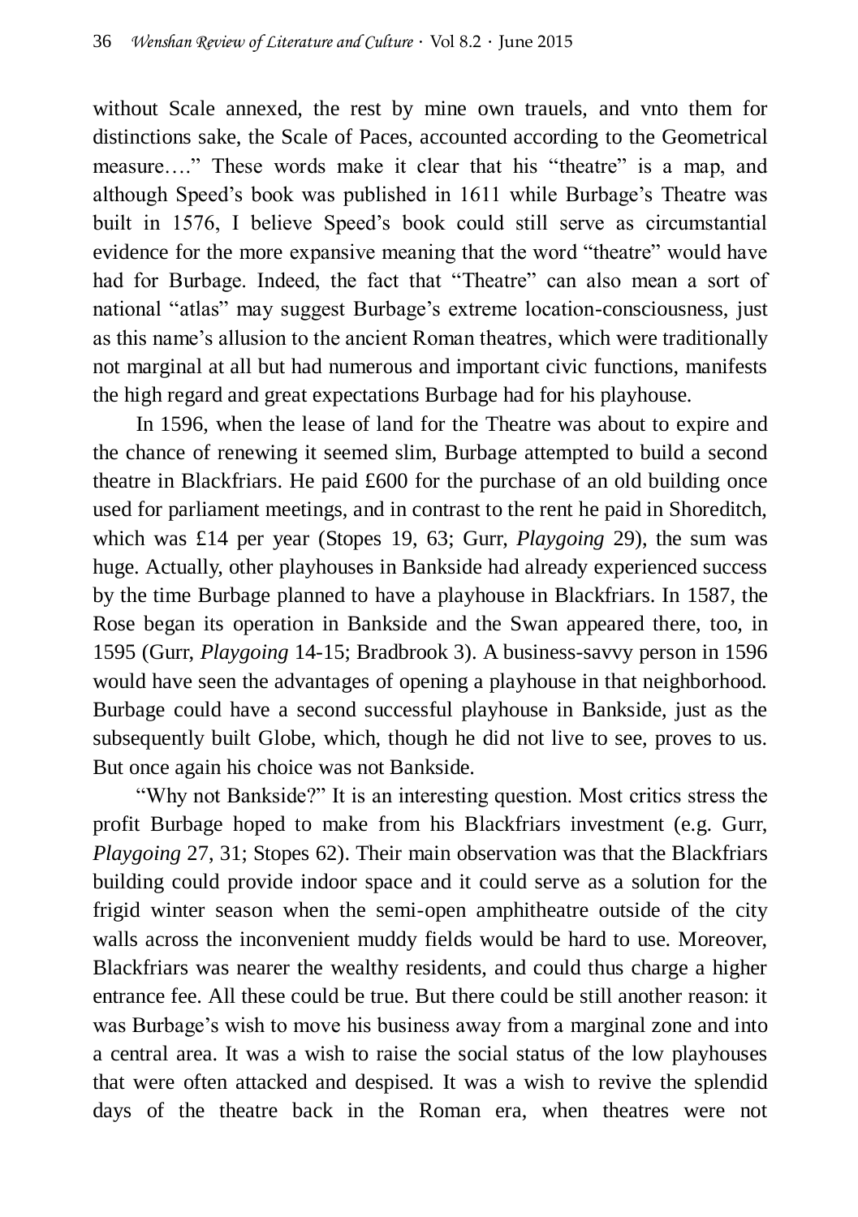without Scale annexed, the rest by mine own trauels, and vnto them for distinctions sake, the Scale of Paces, accounted according to the Geometrical measure…." These words make it clear that his "theatre" is a map, and although Speed's book was published in 1611 while Burbage's Theatre was built in 1576, I believe Speed's book could still serve as circumstantial evidence for the more expansive meaning that the word "theatre" would have had for Burbage. Indeed, the fact that "Theatre" can also mean a sort of national "atlas" may suggest Burbage's extreme location-consciousness, just as this name's allusion to the ancient Roman theatres, which were traditionally not marginal at all but had numerous and important civic functions, manifests the high regard and great expectations Burbage had for his playhouse.

In 1596, when the lease of land for the Theatre was about to expire and the chance of renewing it seemed slim, Burbage attempted to build a second theatre in Blackfriars. He paid £600 for the purchase of an old building once used for parliament meetings, and in contrast to the rent he paid in Shoreditch, which was £14 per year (Stopes 19, 63; Gurr, *Playgoing* 29), the sum was huge. Actually, other playhouses in Bankside had already experienced success by the time Burbage planned to have a playhouse in Blackfriars. In 1587, the Rose began its operation in Bankside and the Swan appeared there, too, in 1595 (Gurr, *Playgoing* 14-15; Bradbrook 3). A business-savvy person in 1596 would have seen the advantages of opening a playhouse in that neighborhood. Burbage could have a second successful playhouse in Bankside, just as the subsequently built Globe, which, though he did not live to see, proves to us. But once again his choice was not Bankside.

"Why not Bankside?" It is an interesting question. Most critics stress the profit Burbage hoped to make from his Blackfriars investment (e.g. Gurr, *Playgoing* 27, 31; Stopes 62). Their main observation was that the Blackfriars building could provide indoor space and it could serve as a solution for the frigid winter season when the semi-open amphitheatre outside of the city walls across the inconvenient muddy fields would be hard to use. Moreover, Blackfriars was nearer the wealthy residents, and could thus charge a higher entrance fee. All these could be true. But there could be still another reason: it was Burbage's wish to move his business away from a marginal zone and into a central area. It was a wish to raise the social status of the low playhouses that were often attacked and despised. It was a wish to revive the splendid days of the theatre back in the Roman era, when theatres were not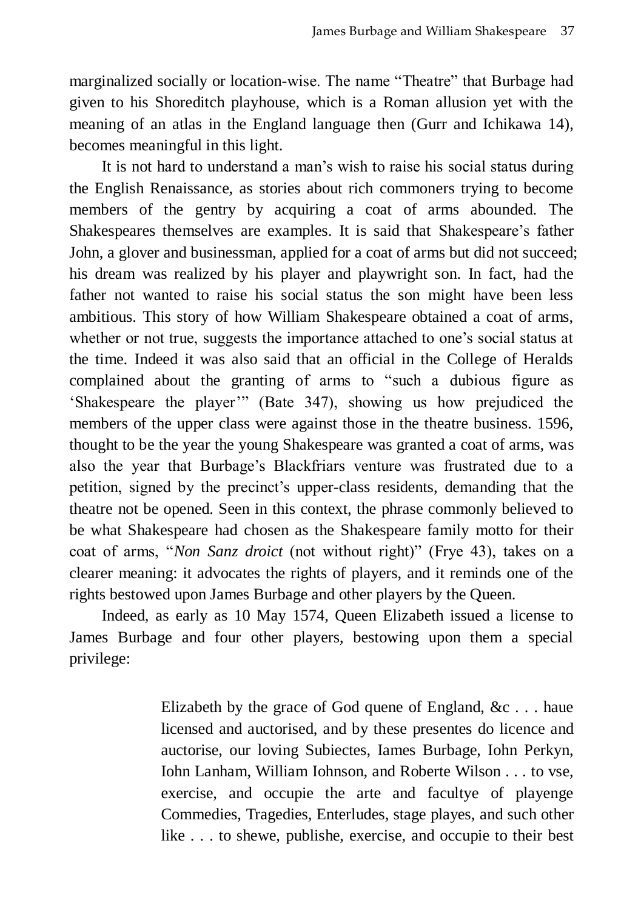marginalized socially or location-wise. The name "Theatre" that Burbage had given to his Shoreditch playhouse, which is a Roman allusion yet with the meaning of an atlas in the England language then (Gurr and Ichikawa 14), becomes meaningful in this light.

It is not hard to understand a man's wish to raise his social status during the English Renaissance, as stories about rich commoners trying to become members of the gentry by acquiring a coat of arms abounded. The Shakespeares themselves are examples. It is said that Shakespeare's father John, a glover and businessman, applied for a coat of arms but did not succeed; his dream was realized by his player and playwright son. In fact, had the father not wanted to raise his social status the son might have been less ambitious. This story of how William Shakespeare obtained a coat of arms, whether or not true, suggests the importance attached to one's social status at the time. Indeed it was also said that an official in the College of Heralds complained about the granting of arms to "such a dubious figure as 'Shakespeare the player'" (Bate 347), showing us how prejudiced the members of the upper class were against those in the theatre business. 1596, thought to be the year the young Shakespeare was granted a coat of arms, was also the year that Burbage's Blackfriars venture was frustrated due to a petition, signed by the precinct's upper-class residents, demanding that the theatre not be opened. Seen in this context, the phrase commonly believed to be what Shakespeare had chosen as the Shakespeare family motto for their coat of arms, "*Non Sanz droict* (not without right)" (Frye 43), takes on a clearer meaning: it advocates the rights of players, and it reminds one of the rights bestowed upon James Burbage and other players by the Queen.

Indeed, as early as 10 May 1574, Queen Elizabeth issued a license to James Burbage and four other players, bestowing upon them a special privilege:

> Elizabeth by the grace of God quene of England, &c . . . haue licensed and auctorised, and by these presentes do licence and auctorise, our loving Subiectes, Iames Burbage, Iohn Perkyn, Iohn Lanham, William Iohnson, and Roberte Wilson . . . to vse, exercise, and occupie the arte and facultye of playenge Commedies, Tragedies, Enterludes, stage playes, and such other like . . . to shewe, publishe, exercise, and occupie to their best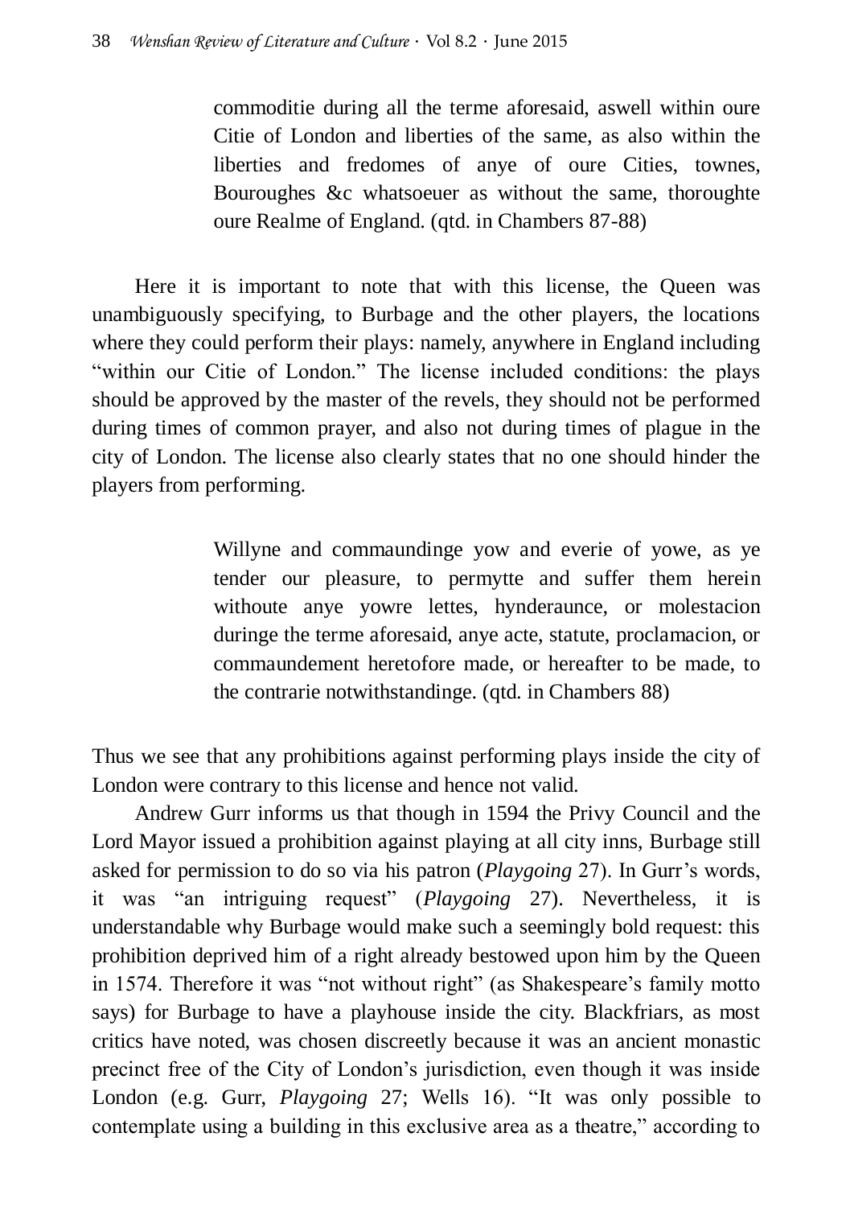> commoditie during all the terme aforesaid, aswell within oure Citie of London and liberties of the same, as also within the liberties and fredomes of anye of oure Cities, townes, Bouroughes &c whatsoeuer as without the same, thoroughte oure Realme of England. (qtd. in Chambers 87-88)

Here it is important to note that with this license, the Queen was unambiguously specifying, to Burbage and the other players, the locations where they could perform their plays: namely, anywhere in England including "within our Citie of London." The license included conditions: the plays should be approved by the master of the revels, they should not be performed during times of common prayer, and also not during times of plague in the city of London. The license also clearly states that no one should hinder the players from performing.

> Willyne and commaundinge yow and everie of yowe, as ye tender our pleasure, to permytte and suffer them herein withoute anye yowre lettes, hynderaunce, or molestacion duringe the terme aforesaid, anye acte, statute, proclamacion, or commaundement heretofore made, or hereafter to be made, to the contrarie notwithstandinge. (qtd. in Chambers 88)

Thus we see that any prohibitions against performing plays inside the city of London were contrary to this license and hence not valid.

Andrew Gurr informs us that though in 1594 the Privy Council and the Lord Mayor issued a prohibition against playing at all city inns, Burbage still asked for permission to do so via his patron (*Playgoing* 27). In Gurr's words, it was "an intriguing request" (*Playgoing* 27). Nevertheless, it is understandable why Burbage would make such a seemingly bold request: this prohibition deprived him of a right already bestowed upon him by the Queen in 1574. Therefore it was "not without right" (as Shakespeare's family motto says) for Burbage to have a playhouse inside the city. Blackfriars, as most critics have noted, was chosen discreetly because it was an ancient monastic precinct free of the City of London's jurisdiction, even though it was inside London (e.g. Gurr, *Playgoing* 27; Wells 16). "It was only possible to contemplate using a building in this exclusive area as a theatre," according to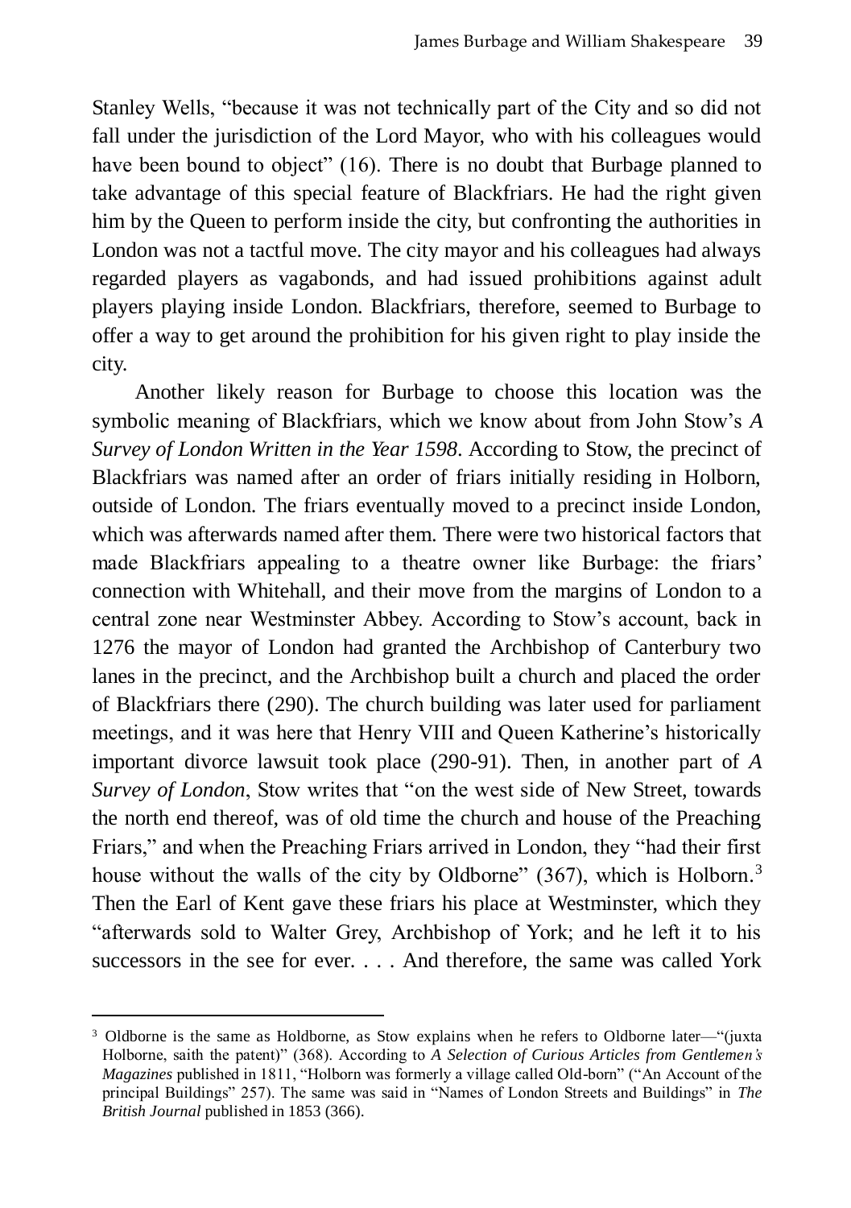Stanley Wells, "because it was not technically part of the City and so did not fall under the jurisdiction of the Lord Mayor, who with his colleagues would have been bound to object" (16). There is no doubt that Burbage planned to take advantage of this special feature of Blackfriars. He had the right given him by the Queen to perform inside the city, but confronting the authorities in London was not a tactful move. The city mayor and his colleagues had always regarded players as vagabonds, and had issued prohibitions against adult players playing inside London. Blackfriars, therefore, seemed to Burbage to offer a way to get around the prohibition for his given right to play inside the city.

Another likely reason for Burbage to choose this location was the symbolic meaning of Blackfriars, which we know about from John Stow's *A Survey of London Written in the Year 1598*. According to Stow, the precinct of Blackfriars was named after an order of friars initially residing in Holborn, outside of London. The friars eventually moved to a precinct inside London, which was afterwards named after them. There were two historical factors that made Blackfriars appealing to a theatre owner like Burbage: the friars' connection with Whitehall, and their move from the margins of London to a central zone near Westminster Abbey. According to Stow's account, back in 1276 the mayor of London had granted the Archbishop of Canterbury two lanes in the precinct, and the Archbishop built a church and placed the order of Blackfriars there (290). The church building was later used for parliament meetings, and it was here that Henry VIII and Queen Katherine's historically important divorce lawsuit took place (290-91). Then, in another part of *A Survey of London*, Stow writes that "on the west side of New Street, towards the north end thereof, was of old time the church and house of the Preaching Friars," and when the Preaching Friars arrived in London, they "had their first house without the walls of the city by Oldborne" (367), which is Holborn.[3] Then the Earl of Kent gave these friars his place at Westminster, which they "afterwards sold to Walter Grey, Archbishop of York; and he left it to his successors in the see for ever. . . . And therefore, the same was called York

[3] Oldborne is the same as Holdborne, as Stow explains when he refers to Oldborne later—"(juxta Holborne, saith the patent)" (368). According to *A Selection of Curious Articles from Gentlemen's Magazines* published in 1811, "Holborn was formerly a village called Old-born" ("An Account of the principal Buildings" 257). The same was said in "Names of London Streets and Buildings" in *The British Journal* published in 1853 (366).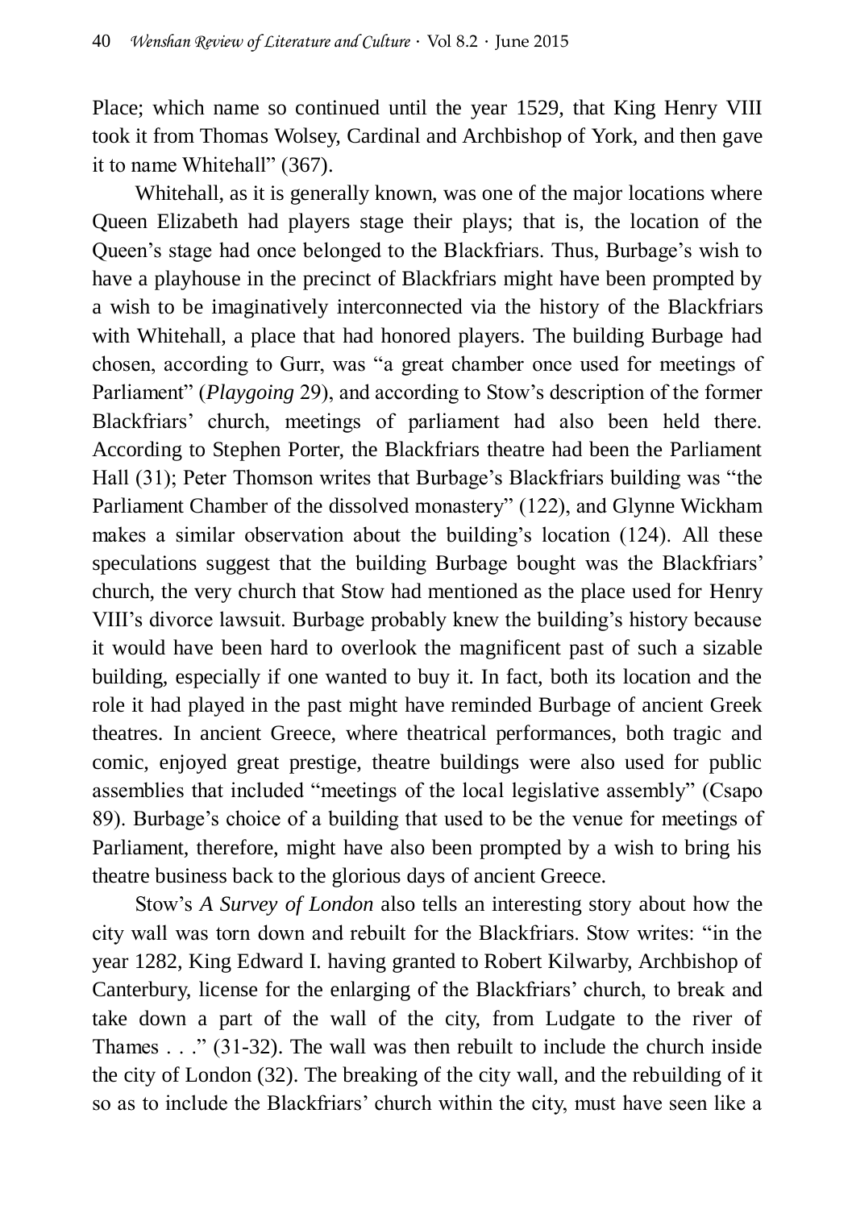Place; which name so continued until the year 1529, that King Henry VIII took it from Thomas Wolsey, Cardinal and Archbishop of York, and then gave it to name Whitehall" (367).

Whitehall, as it is generally known, was one of the major locations where Queen Elizabeth had players stage their plays; that is, the location of the Queen's stage had once belonged to the Blackfriars. Thus, Burbage's wish to have a playhouse in the precinct of Blackfriars might have been prompted by a wish to be imaginatively interconnected via the history of the Blackfriars with Whitehall, a place that had honored players. The building Burbage had chosen, according to Gurr, was "a great chamber once used for meetings of Parliament" (*Playgoing* 29), and according to Stow's description of the former Blackfriars' church, meetings of parliament had also been held there. According to Stephen Porter, the Blackfriars theatre had been the Parliament Hall (31); Peter Thomson writes that Burbage's Blackfriars building was "the Parliament Chamber of the dissolved monastery" (122), and Glynne Wickham makes a similar observation about the building's location (124). All these speculations suggest that the building Burbage bought was the Blackfriars' church, the very church that Stow had mentioned as the place used for Henry VIII's divorce lawsuit. Burbage probably knew the building's history because it would have been hard to overlook the magnificent past of such a sizable building, especially if one wanted to buy it. In fact, both its location and the role it had played in the past might have reminded Burbage of ancient Greek theatres. In ancient Greece, where theatrical performances, both tragic and comic, enjoyed great prestige, theatre buildings were also used for public assemblies that included "meetings of the local legislative assembly" (Csapo 89). Burbage's choice of a building that used to be the venue for meetings of Parliament, therefore, might have also been prompted by a wish to bring his theatre business back to the glorious days of ancient Greece.

Stow's *A Survey of London* also tells an interesting story about how the city wall was torn down and rebuilt for the Blackfriars. Stow writes: "in the year 1282, King Edward I. having granted to Robert Kilwarby, Archbishop of Canterbury, license for the enlarging of the Blackfriars' church, to break and take down a part of the wall of the city, from Ludgate to the river of Thames . . ." (31-32). The wall was then rebuilt to include the church inside the city of London (32). The breaking of the city wall, and the rebuilding of it so as to include the Blackfriars' church within the city, must have seen like a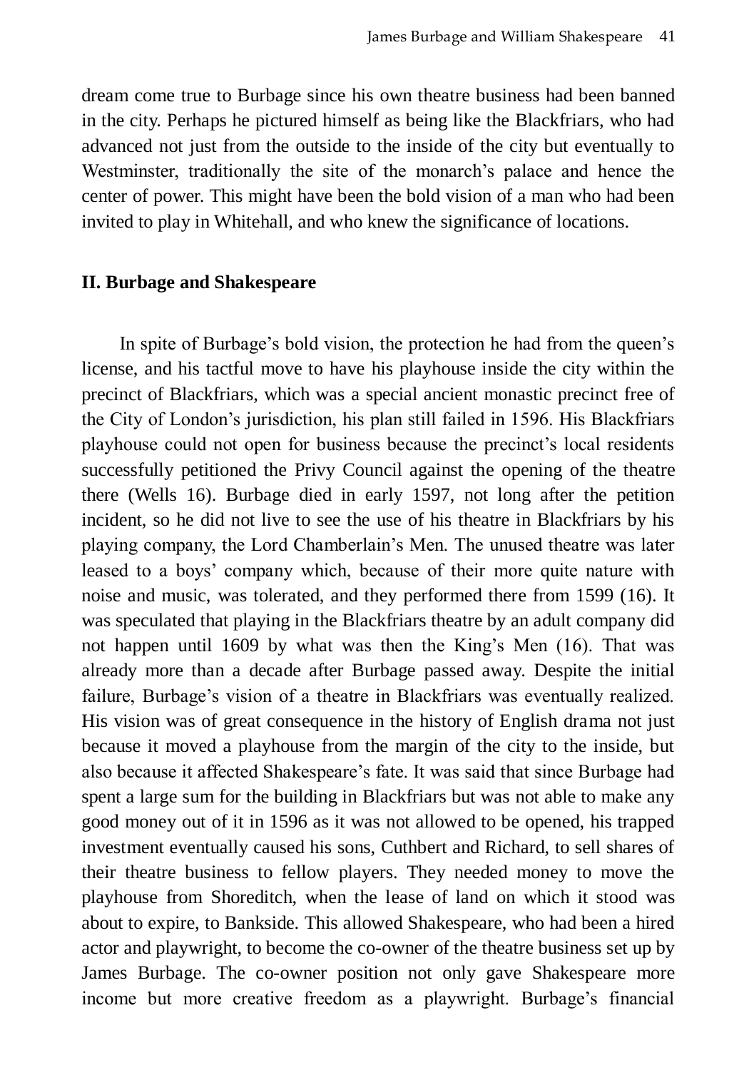dream come true to Burbage since his own theatre business had been banned in the city. Perhaps he pictured himself as being like the Blackfriars, who had advanced not just from the outside to the inside of the city but eventually to Westminster, traditionally the site of the monarch's palace and hence the center of power. This might have been the bold vision of a man who had been invited to play in Whitehall, and who knew the significance of locations.

## II. Burbage and Shakespeare

In spite of Burbage's bold vision, the protection he had from the queen's license, and his tactful move to have his playhouse inside the city within the precinct of Blackfriars, which was a special ancient monastic precinct free of the City of London's jurisdiction, his plan still failed in 1596. His Blackfriars playhouse could not open for business because the precinct's local residents successfully petitioned the Privy Council against the opening of the theatre there (Wells 16). Burbage died in early 1597, not long after the petition incident, so he did not live to see the use of his theatre in Blackfriars by his playing company, the Lord Chamberlain's Men. The unused theatre was later leased to a boys' company which, because of their more quite nature with noise and music, was tolerated, and they performed there from 1599 (16). It was speculated that playing in the Blackfriars theatre by an adult company did not happen until 1609 by what was then the King's Men (16). That was already more than a decade after Burbage passed away. Despite the initial failure, Burbage's vision of a theatre in Blackfriars was eventually realized. His vision was of great consequence in the history of English drama not just because it moved a playhouse from the margin of the city to the inside, but also because it affected Shakespeare's fate. It was said that since Burbage had spent a large sum for the building in Blackfriars but was not able to make any good money out of it in 1596 as it was not allowed to be opened, his trapped investment eventually caused his sons, Cuthbert and Richard, to sell shares of their theatre business to fellow players. They needed money to move the playhouse from Shoreditch, when the lease of land on which it stood was about to expire, to Bankside. This allowed Shakespeare, who had been a hired actor and playwright, to become the co-owner of the theatre business set up by James Burbage. The co-owner position not only gave Shakespeare more income but more creative freedom as a playwright. Burbage's financial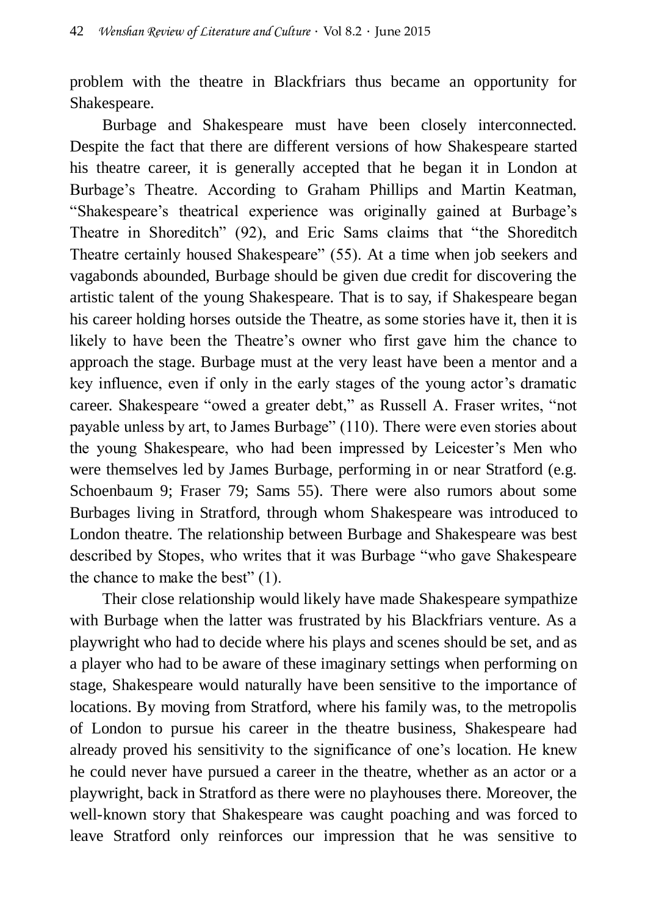problem with the theatre in Blackfriars thus became an opportunity for Shakespeare.

Burbage and Shakespeare must have been closely interconnected. Despite the fact that there are different versions of how Shakespeare started his theatre career, it is generally accepted that he began it in London at Burbage's Theatre. According to Graham Phillips and Martin Keatman, "Shakespeare's theatrical experience was originally gained at Burbage's Theatre in Shoreditch" (92), and Eric Sams claims that "the Shoreditch Theatre certainly housed Shakespeare" (55). At a time when job seekers and vagabonds abounded, Burbage should be given due credit for discovering the artistic talent of the young Shakespeare. That is to say, if Shakespeare began his career holding horses outside the Theatre, as some stories have it, then it is likely to have been the Theatre's owner who first gave him the chance to approach the stage. Burbage must at the very least have been a mentor and a key influence, even if only in the early stages of the young actor's dramatic career. Shakespeare "owed a greater debt," as Russell A. Fraser writes, "not payable unless by art, to James Burbage" (110). There were even stories about the young Shakespeare, who had been impressed by Leicester's Men who were themselves led by James Burbage, performing in or near Stratford (e.g. Schoenbaum 9; Fraser 79; Sams 55). There were also rumors about some Burbages living in Stratford, through whom Shakespeare was introduced to London theatre. The relationship between Burbage and Shakespeare was best described by Stopes, who writes that it was Burbage "who gave Shakespeare the chance to make the best" (1).

Their close relationship would likely have made Shakespeare sympathize with Burbage when the latter was frustrated by his Blackfriars venture. As a playwright who had to decide where his plays and scenes should be set, and as a player who had to be aware of these imaginary settings when performing on stage, Shakespeare would naturally have been sensitive to the importance of locations. By moving from Stratford, where his family was, to the metropolis of London to pursue his career in the theatre business, Shakespeare had already proved his sensitivity to the significance of one's location. He knew he could never have pursued a career in the theatre, whether as an actor or a playwright, back in Stratford as there were no playhouses there. Moreover, the well-known story that Shakespeare was caught poaching and was forced to leave Stratford only reinforces our impression that he was sensitive to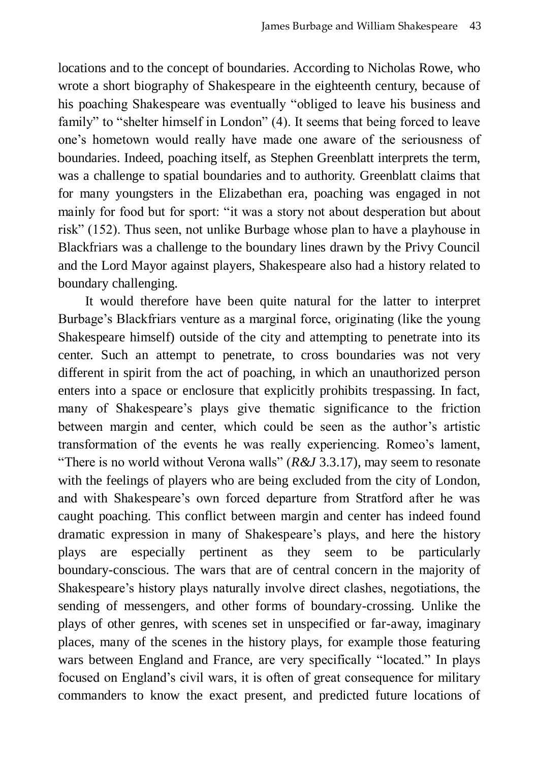locations and to the concept of boundaries. According to Nicholas Rowe, who wrote a short biography of Shakespeare in the eighteenth century, because of his poaching Shakespeare was eventually "obliged to leave his business and family" to "shelter himself in London" (4). It seems that being forced to leave one's hometown would really have made one aware of the seriousness of boundaries. Indeed, poaching itself, as Stephen Greenblatt interprets the term, was a challenge to spatial boundaries and to authority. Greenblatt claims that for many youngsters in the Elizabethan era, poaching was engaged in not mainly for food but for sport: "it was a story not about desperation but about risk" (152). Thus seen, not unlike Burbage whose plan to have a playhouse in Blackfriars was a challenge to the boundary lines drawn by the Privy Council and the Lord Mayor against players, Shakespeare also had a history related to boundary challenging.

It would therefore have been quite natural for the latter to interpret Burbage's Blackfriars venture as a marginal force, originating (like the young Shakespeare himself) outside of the city and attempting to penetrate into its center. Such an attempt to penetrate, to cross boundaries was not very different in spirit from the act of poaching, in which an unauthorized person enters into a space or enclosure that explicitly prohibits trespassing. In fact, many of Shakespeare's plays give thematic significance to the friction between margin and center, which could be seen as the author's artistic transformation of the events he was really experiencing. Romeo's lament, "There is no world without Verona walls" (*R&J* 3.3.17), may seem to resonate with the feelings of players who are being excluded from the city of London, and with Shakespeare's own forced departure from Stratford after he was caught poaching. This conflict between margin and center has indeed found dramatic expression in many of Shakespeare's plays, and here the history plays are especially pertinent as they seem to be particularly boundary-conscious. The wars that are of central concern in the majority of Shakespeare's history plays naturally involve direct clashes, negotiations, the sending of messengers, and other forms of boundary-crossing. Unlike the plays of other genres, with scenes set in unspecified or far-away, imaginary places, many of the scenes in the history plays, for example those featuring wars between England and France, are very specifically "located." In plays focused on England's civil wars, it is often of great consequence for military commanders to know the exact present, and predicted future locations of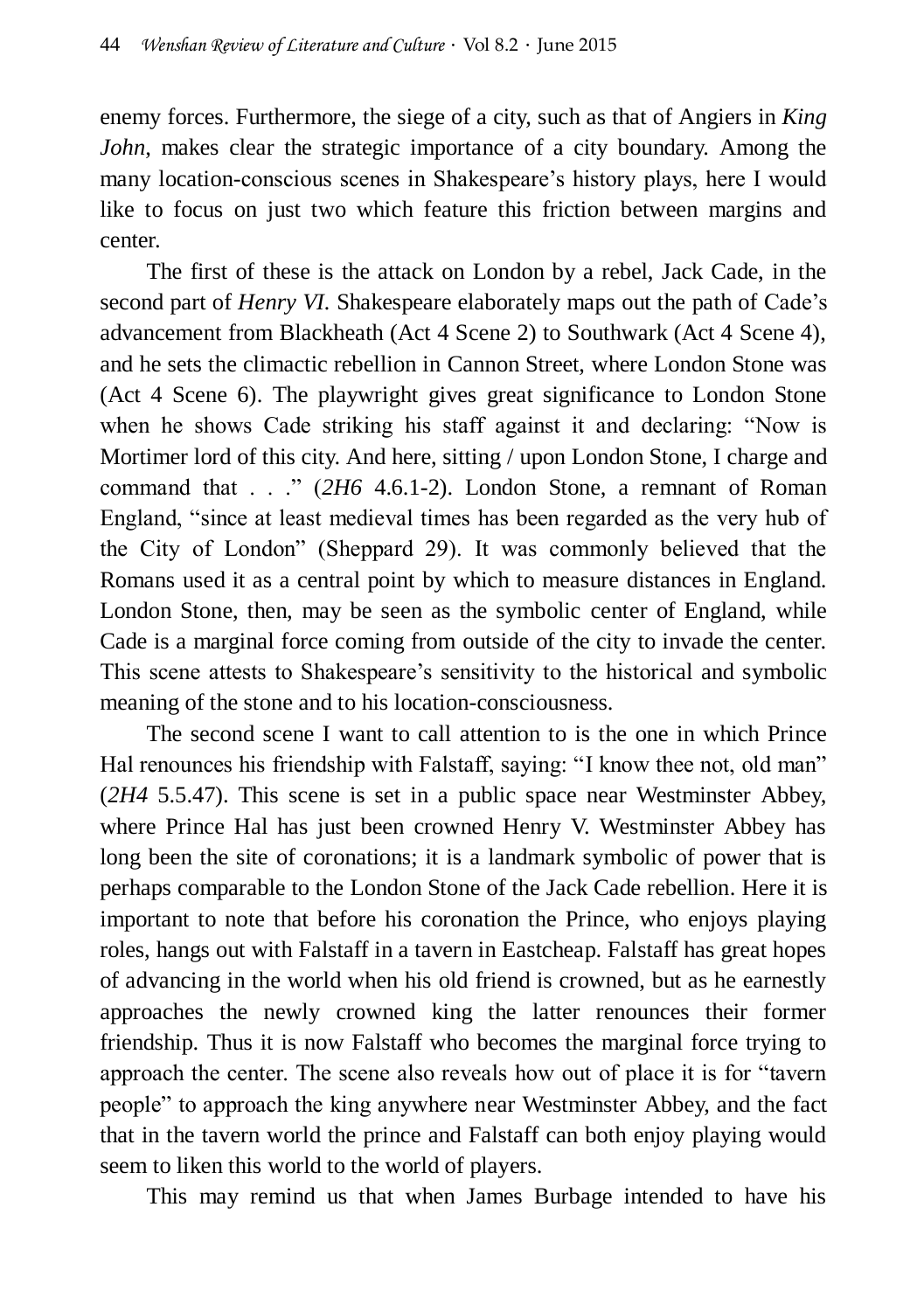enemy forces. Furthermore, the siege of a city, such as that of Angiers in *King John*, makes clear the strategic importance of a city boundary. Among the many location-conscious scenes in Shakespeare's history plays, here I would like to focus on just two which feature this friction between margins and center.

The first of these is the attack on London by a rebel, Jack Cade, in the second part of *Henry VI*. Shakespeare elaborately maps out the path of Cade's advancement from Blackheath (Act 4 Scene 2) to Southwark (Act 4 Scene 4), and he sets the climactic rebellion in Cannon Street, where London Stone was (Act 4 Scene 6). The playwright gives great significance to London Stone when he shows Cade striking his staff against it and declaring: "Now is Mortimer lord of this city. And here, sitting / upon London Stone, I charge and command that . . ." (*2H6* 4.6.1-2). London Stone, a remnant of Roman England, "since at least medieval times has been regarded as the very hub of the City of London" (Sheppard 29). It was commonly believed that the Romans used it as a central point by which to measure distances in England. London Stone, then, may be seen as the symbolic center of England, while Cade is a marginal force coming from outside of the city to invade the center. This scene attests to Shakespeare's sensitivity to the historical and symbolic meaning of the stone and to his location-consciousness.

The second scene I want to call attention to is the one in which Prince Hal renounces his friendship with Falstaff, saying: "I know thee not, old man" (*2H4* 5.5.47). This scene is set in a public space near Westminster Abbey, where Prince Hal has just been crowned Henry V. Westminster Abbey has long been the site of coronations; it is a landmark symbolic of power that is perhaps comparable to the London Stone of the Jack Cade rebellion. Here it is important to note that before his coronation the Prince, who enjoys playing roles, hangs out with Falstaff in a tavern in Eastcheap. Falstaff has great hopes of advancing in the world when his old friend is crowned, but as he earnestly approaches the newly crowned king the latter renounces their former friendship. Thus it is now Falstaff who becomes the marginal force trying to approach the center. The scene also reveals how out of place it is for "tavern people" to approach the king anywhere near Westminster Abbey, and the fact that in the tavern world the prince and Falstaff can both enjoy playing would seem to liken this world to the world of players.

This may remind us that when James Burbage intended to have his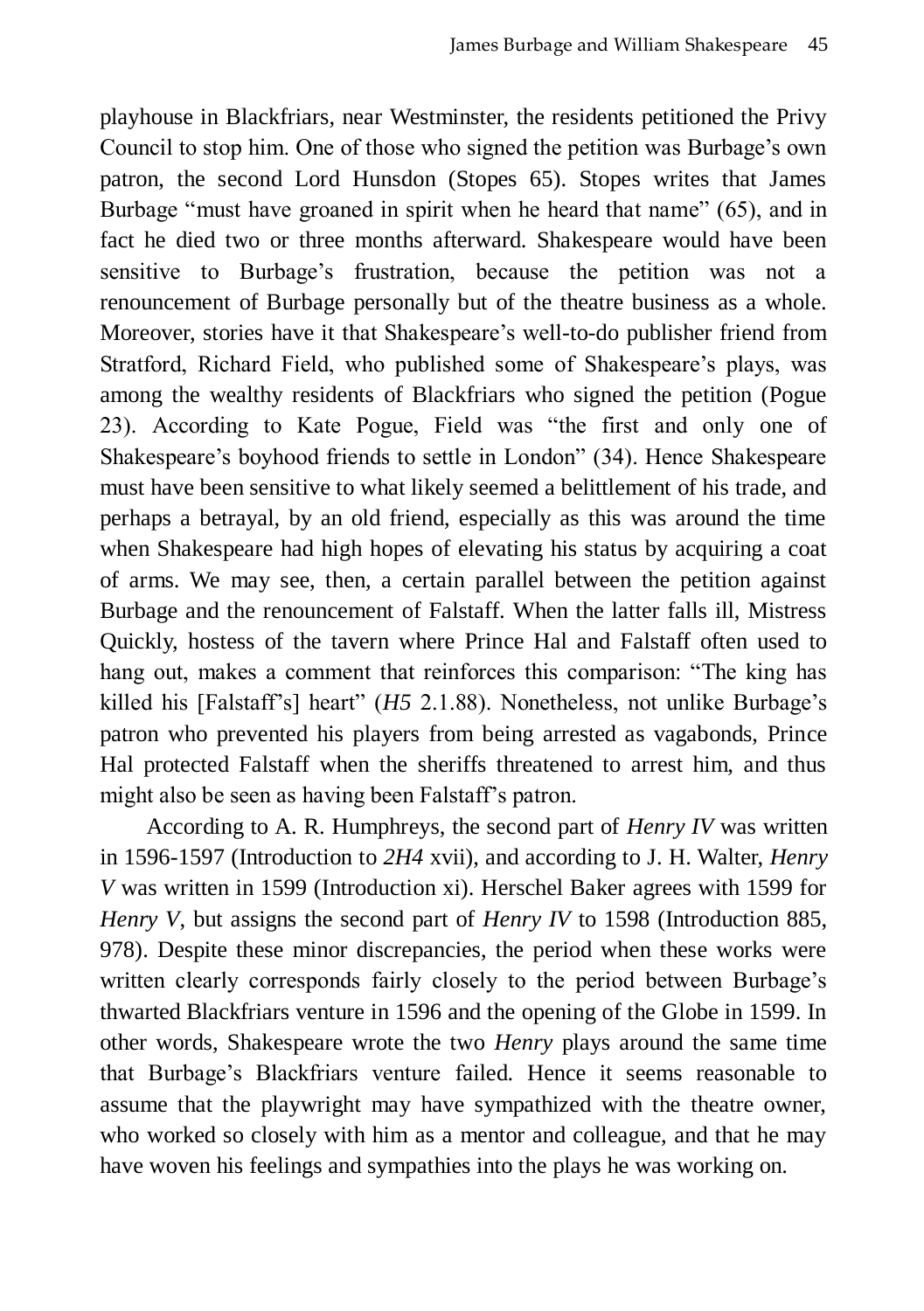playhouse in Blackfriars, near Westminster, the residents petitioned the Privy Council to stop him. One of those who signed the petition was Burbage's own patron, the second Lord Hunsdon (Stopes 65). Stopes writes that James Burbage "must have groaned in spirit when he heard that name" (65), and in fact he died two or three months afterward. Shakespeare would have been sensitive to Burbage's frustration, because the petition was not a renouncement of Burbage personally but of the theatre business as a whole. Moreover, stories have it that Shakespeare's well-to-do publisher friend from Stratford, Richard Field, who published some of Shakespeare's plays, was among the wealthy residents of Blackfriars who signed the petition (Pogue 23). According to Kate Pogue, Field was "the first and only one of Shakespeare's boyhood friends to settle in London" (34). Hence Shakespeare must have been sensitive to what likely seemed a belittlement of his trade, and perhaps a betrayal, by an old friend, especially as this was around the time when Shakespeare had high hopes of elevating his status by acquiring a coat of arms. We may see, then, a certain parallel between the petition against Burbage and the renouncement of Falstaff. When the latter falls ill, Mistress Quickly, hostess of the tavern where Prince Hal and Falstaff often used to hang out, makes a comment that reinforces this comparison: "The king has killed his [Falstaff's] heart" (*H5* 2.1.88). Nonetheless, not unlike Burbage's patron who prevented his players from being arrested as vagabonds, Prince Hal protected Falstaff when the sheriffs threatened to arrest him, and thus might also be seen as having been Falstaff's patron.

According to A. R. Humphreys, the second part of *Henry IV* was written in 1596-1597 (Introduction to *2H4* xvii), and according to J. H. Walter, *Henry V* was written in 1599 (Introduction xi). Herschel Baker agrees with 1599 for *Henry V*, but assigns the second part of *Henry IV* to 1598 (Introduction 885, 978). Despite these minor discrepancies, the period when these works were written clearly corresponds fairly closely to the period between Burbage's thwarted Blackfriars venture in 1596 and the opening of the Globe in 1599. In other words, Shakespeare wrote the two *Henry* plays around the same time that Burbage's Blackfriars venture failed. Hence it seems reasonable to assume that the playwright may have sympathized with the theatre owner, who worked so closely with him as a mentor and colleague, and that he may have woven his feelings and sympathies into the plays he was working on.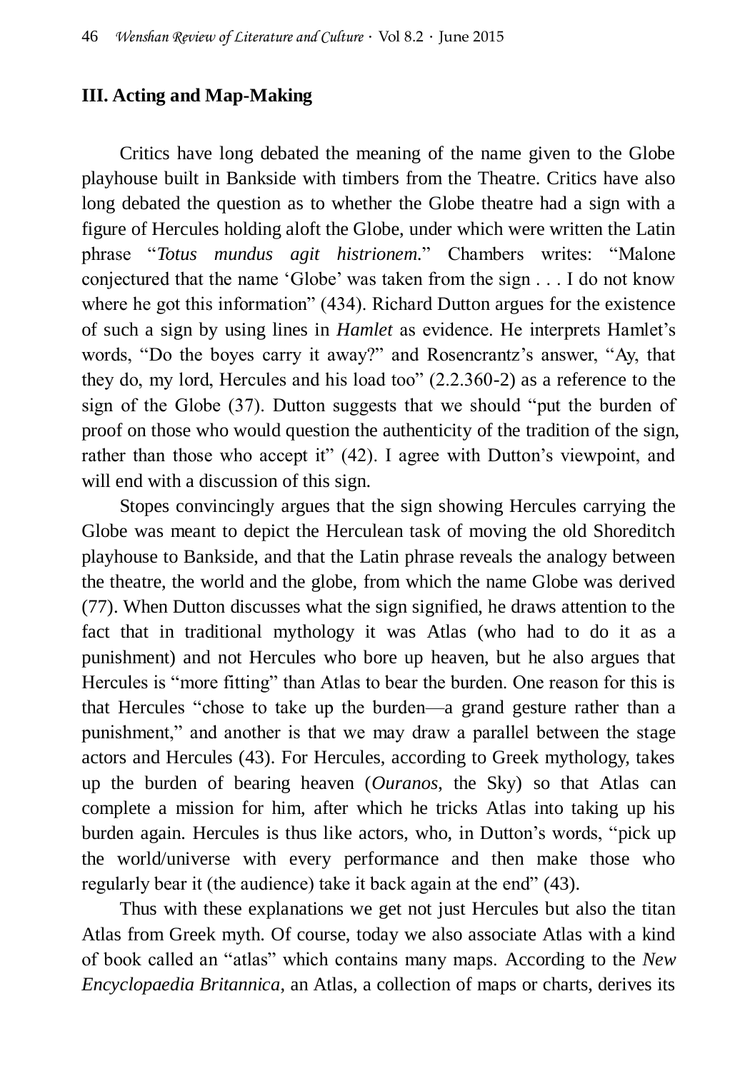## III. Acting and Map-Making

Critics have long debated the meaning of the name given to the Globe playhouse built in Bankside with timbers from the Theatre. Critics have also long debated the question as to whether the Globe theatre had a sign with a figure of Hercules holding aloft the Globe, under which were written the Latin phrase "*Totus mundus agit histrionem*." Chambers writes: "Malone conjectured that the name 'Globe' was taken from the sign . . . I do not know where he got this information" (434). Richard Dutton argues for the existence of such a sign by using lines in *Hamlet* as evidence. He interprets Hamlet's words, "Do the boyes carry it away?" and Rosencrantz's answer, "Ay, that they do, my lord, Hercules and his load too" (2.2.360-2) as a reference to the sign of the Globe (37). Dutton suggests that we should "put the burden of proof on those who would question the authenticity of the tradition of the sign, rather than those who accept it" (42). I agree with Dutton's viewpoint, and will end with a discussion of this sign.

Stopes convincingly argues that the sign showing Hercules carrying the Globe was meant to depict the Herculean task of moving the old Shoreditch playhouse to Bankside, and that the Latin phrase reveals the analogy between the theatre, the world and the globe, from which the name Globe was derived (77). When Dutton discusses what the sign signified, he draws attention to the fact that in traditional mythology it was Atlas (who had to do it as a punishment) and not Hercules who bore up heaven, but he also argues that Hercules is "more fitting" than Atlas to bear the burden. One reason for this is that Hercules "chose to take up the burden—a grand gesture rather than a punishment," and another is that we may draw a parallel between the stage actors and Hercules (43). For Hercules, according to Greek mythology, takes up the burden of bearing heaven (*Ouranos*, the Sky) so that Atlas can complete a mission for him, after which he tricks Atlas into taking up his burden again. Hercules is thus like actors, who, in Dutton's words, "pick up the world/universe with every performance and then make those who regularly bear it (the audience) take it back again at the end" (43).

Thus with these explanations we get not just Hercules but also the titan Atlas from Greek myth. Of course, today we also associate Atlas with a kind of book called an "atlas" which contains many maps. According to the *New Encyclopaedia Britannica*, an Atlas, a collection of maps or charts, derives its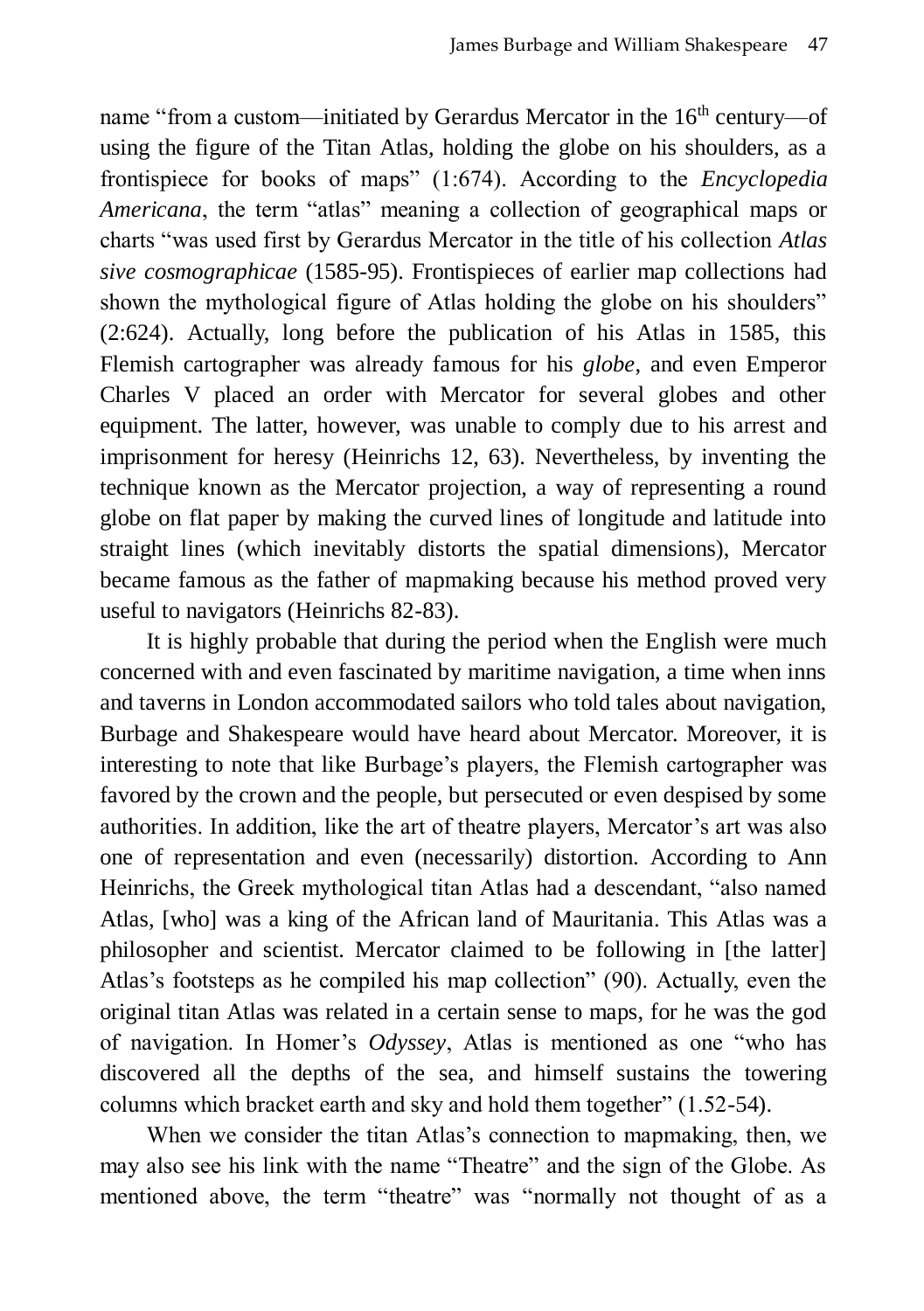name "from a custom—initiated by Gerardus Mercator in the 16th century—of using the figure of the Titan Atlas, holding the globe on his shoulders, as a frontispiece for books of maps" (1:674). According to the *Encyclopedia Americana*, the term "atlas" meaning a collection of geographical maps or charts "was used first by Gerardus Mercator in the title of his collection *Atlas sive cosmographicae* (1585-95). Frontispieces of earlier map collections had shown the mythological figure of Atlas holding the globe on his shoulders" (2:624). Actually, long before the publication of his Atlas in 1585, this Flemish cartographer was already famous for his *globe*, and even Emperor Charles V placed an order with Mercator for several globes and other equipment. The latter, however, was unable to comply due to his arrest and imprisonment for heresy (Heinrichs 12, 63). Nevertheless, by inventing the technique known as the Mercator projection, a way of representing a round globe on flat paper by making the curved lines of longitude and latitude into straight lines (which inevitably distorts the spatial dimensions), Mercator became famous as the father of mapmaking because his method proved very useful to navigators (Heinrichs 82-83).

It is highly probable that during the period when the English were much concerned with and even fascinated by maritime navigation, a time when inns and taverns in London accommodated sailors who told tales about navigation, Burbage and Shakespeare would have heard about Mercator. Moreover, it is interesting to note that like Burbage's players, the Flemish cartographer was favored by the crown and the people, but persecuted or even despised by some authorities. In addition, like the art of theatre players, Mercator's art was also one of representation and even (necessarily) distortion. According to Ann Heinrichs, the Greek mythological titan Atlas had a descendant, "also named Atlas, [who] was a king of the African land of Mauritania. This Atlas was a philosopher and scientist. Mercator claimed to be following in [the latter] Atlas's footsteps as he compiled his map collection" (90). Actually, even the original titan Atlas was related in a certain sense to maps, for he was the god of navigation. In Homer's *Odyssey*, Atlas is mentioned as one "who has discovered all the depths of the sea, and himself sustains the towering columns which bracket earth and sky and hold them together" (1.52-54).

When we consider the titan Atlas's connection to mapmaking, then, we may also see his link with the name "Theatre" and the sign of the Globe. As mentioned above, the term "theatre" was "normally not thought of as a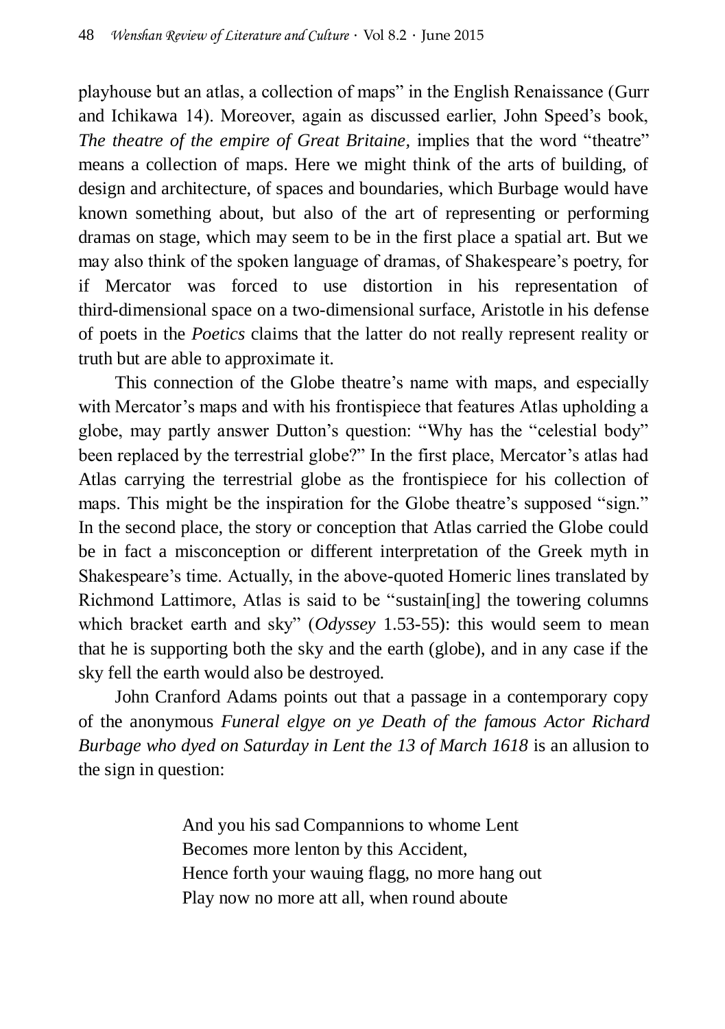playhouse but an atlas, a collection of maps" in the English Renaissance (Gurr and Ichikawa 14). Moreover, again as discussed earlier, John Speed's book, *The theatre of the empire of Great Britaine,* implies that the word "theatre" means a collection of maps. Here we might think of the arts of building, of design and architecture, of spaces and boundaries, which Burbage would have known something about, but also of the art of representing or performing dramas on stage, which may seem to be in the first place a spatial art. But we may also think of the spoken language of dramas, of Shakespeare's poetry, for if Mercator was forced to use distortion in his representation of third-dimensional space on a two-dimensional surface, Aristotle in his defense of poets in the *Poetics* claims that the latter do not really represent reality or truth but are able to approximate it.

This connection of the Globe theatre's name with maps, and especially with Mercator's maps and with his frontispiece that features Atlas upholding a globe, may partly answer Dutton's question: "Why has the "celestial body" been replaced by the terrestrial globe?" In the first place, Mercator's atlas had Atlas carrying the terrestrial globe as the frontispiece for his collection of maps. This might be the inspiration for the Globe theatre's supposed "sign." In the second place, the story or conception that Atlas carried the Globe could be in fact a misconception or different interpretation of the Greek myth in Shakespeare's time. Actually, in the above-quoted Homeric lines translated by Richmond Lattimore, Atlas is said to be "sustain[ing] the towering columns which bracket earth and sky" (*Odyssey* 1.53-55): this would seem to mean that he is supporting both the sky and the earth (globe), and in any case if the sky fell the earth would also be destroyed.

John Cranford Adams points out that a passage in a contemporary copy of the anonymous *Funeral elgye on ye Death of the famous Actor Richard Burbage who dyed on Saturday in Lent the 13 of March 1618* is an allusion to the sign in question:

> And you his sad Compannions to whome Lent
> Becomes more lenton by this Accident,
> Hence forth your wauing flagg, no more hang out
> Play now no more att all, when round aboute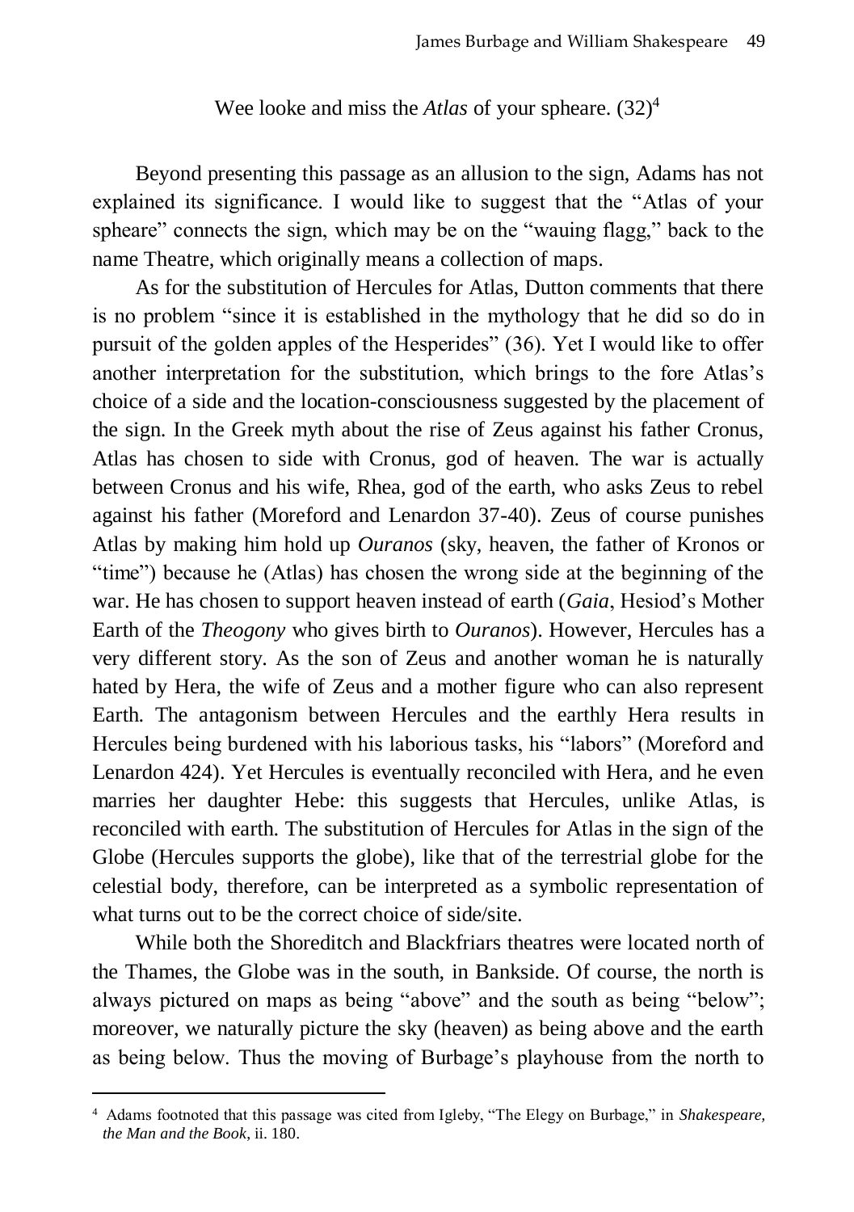Wee looke and miss the *Atlas* of your spheare. (32)[4]

Beyond presenting this passage as an allusion to the sign, Adams has not explained its significance. I would like to suggest that the "Atlas of your spheare" connects the sign, which may be on the "wauing flagg," back to the name Theatre, which originally means a collection of maps.

As for the substitution of Hercules for Atlas, Dutton comments that there is no problem "since it is established in the mythology that he did so do in pursuit of the golden apples of the Hesperides" (36). Yet I would like to offer another interpretation for the substitution, which brings to the fore Atlas's choice of a side and the location-consciousness suggested by the placement of the sign. In the Greek myth about the rise of Zeus against his father Cronus, Atlas has chosen to side with Cronus, god of heaven. The war is actually between Cronus and his wife, Rhea, god of the earth, who asks Zeus to rebel against his father (Moreford and Lenardon 37-40). Zeus of course punishes Atlas by making him hold up *Ouranos* (sky, heaven, the father of Kronos or "time") because he (Atlas) has chosen the wrong side at the beginning of the war. He has chosen to support heaven instead of earth (*Gaia*, Hesiod's Mother Earth of the *Theogony* who gives birth to *Ouranos*). However, Hercules has a very different story. As the son of Zeus and another woman he is naturally hated by Hera, the wife of Zeus and a mother figure who can also represent Earth. The antagonism between Hercules and the earthly Hera results in Hercules being burdened with his laborious tasks, his "labors" (Moreford and Lenardon 424). Yet Hercules is eventually reconciled with Hera, and he even marries her daughter Hebe: this suggests that Hercules, unlike Atlas, is reconciled with earth. The substitution of Hercules for Atlas in the sign of the Globe (Hercules supports the globe), like that of the terrestrial globe for the celestial body, therefore, can be interpreted as a symbolic representation of what turns out to be the correct choice of side/site.

While both the Shoreditch and Blackfriars theatres were located north of the Thames, the Globe was in the south, in Bankside. Of course, the north is always pictured on maps as being "above" and the south as being "below"; moreover, we naturally picture the sky (heaven) as being above and the earth as being below. Thus the moving of Burbage's playhouse from the north to

---

[4] Adams footnoted that this passage was cited from Igleby, "The Elegy on Burbage," in *Shakespeare, the Man and the Book*, ii. 180.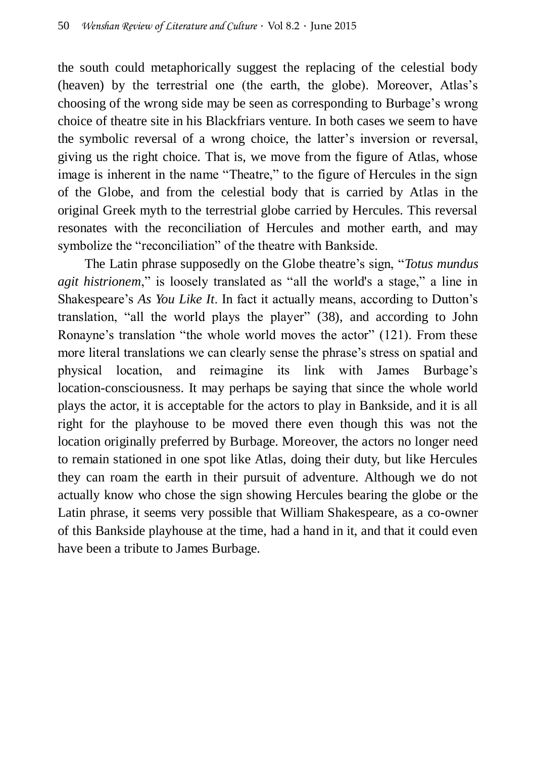the south could metaphorically suggest the replacing of the celestial body (heaven) by the terrestrial one (the earth, the globe). Moreover, Atlas's choosing of the wrong side may be seen as corresponding to Burbage's wrong choice of theatre site in his Blackfriars venture. In both cases we seem to have the symbolic reversal of a wrong choice, the latter's inversion or reversal, giving us the right choice. That is, we move from the figure of Atlas, whose image is inherent in the name "Theatre," to the figure of Hercules in the sign of the Globe, and from the celestial body that is carried by Atlas in the original Greek myth to the terrestrial globe carried by Hercules. This reversal resonates with the reconciliation of Hercules and mother earth, and may symbolize the "reconciliation" of the theatre with Bankside.

The Latin phrase supposedly on the Globe theatre's sign, "*Totus mundus agit histrionem*," is loosely translated as "all the world's a stage," a line in Shakespeare's *As You Like It*. In fact it actually means, according to Dutton's translation, "all the world plays the player" (38), and according to John Ronayne's translation "the whole world moves the actor" (121). From these more literal translations we can clearly sense the phrase's stress on spatial and physical location, and reimagine its link with James Burbage's location-consciousness. It may perhaps be saying that since the whole world plays the actor, it is acceptable for the actors to play in Bankside, and it is all right for the playhouse to be moved there even though this was not the location originally preferred by Burbage. Moreover, the actors no longer need to remain stationed in one spot like Atlas, doing their duty, but like Hercules they can roam the earth in their pursuit of adventure. Although we do not actually know who chose the sign showing Hercules bearing the globe or the Latin phrase, it seems very possible that William Shakespeare, as a co-owner of this Bankside playhouse at the time, had a hand in it, and that it could even have been a tribute to James Burbage.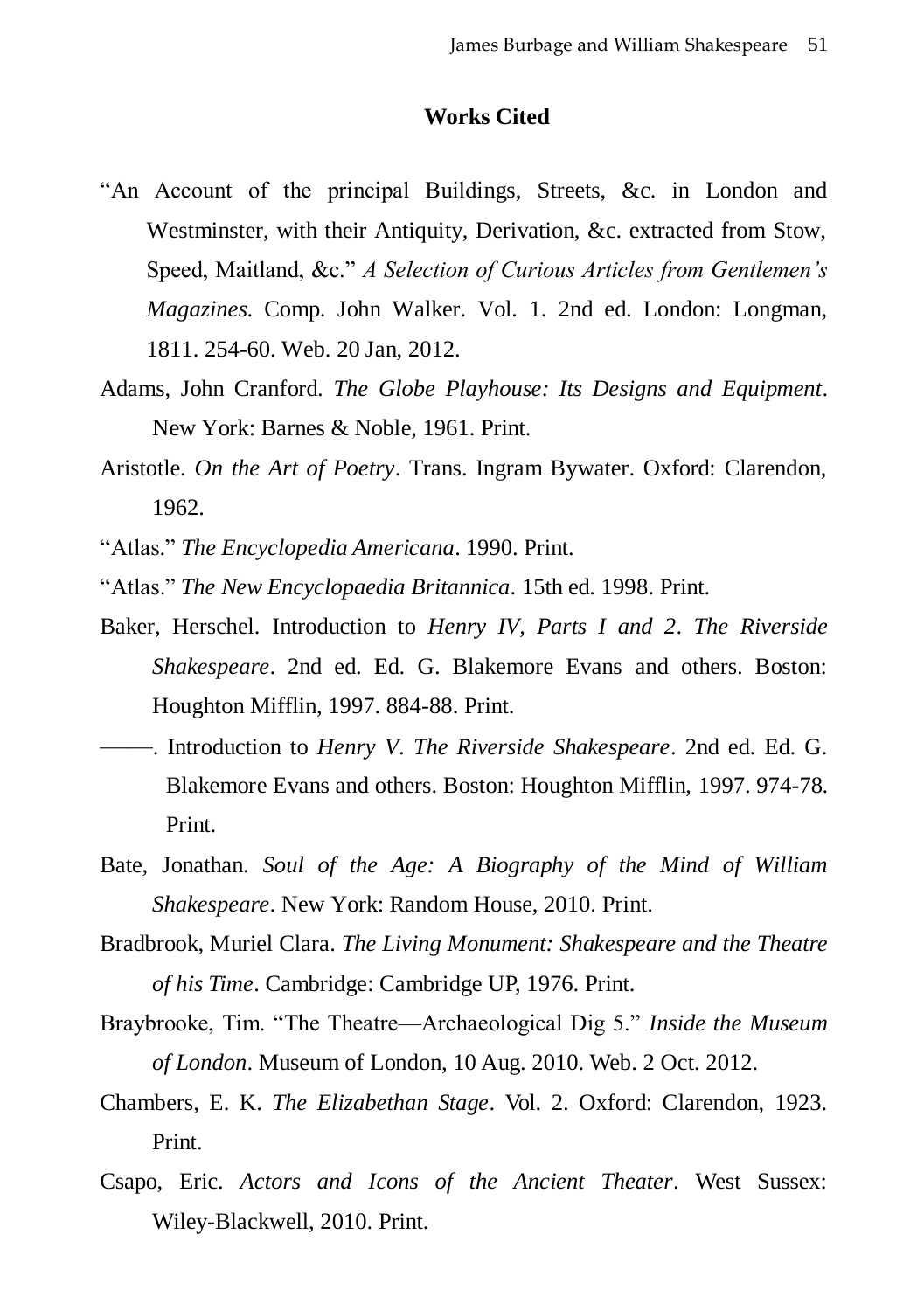## Works Cited

"An Account of the principal Buildings, Streets, &c. in London and Westminster, with their Antiquity, Derivation, &c. extracted from Stow, Speed, Maitland, &c." *A Selection of Curious Articles from Gentlemen's Magazines*. Comp. John Walker. Vol. 1. 2nd ed. London: Longman, 1811. 254-60. Web. 20 Jan, 2012.

Adams, John Cranford. *The Globe Playhouse: Its Designs and Equipment*. New York: Barnes & Noble, 1961. Print.

Aristotle. *On the Art of Poetry*. Trans. Ingram Bywater. Oxford: Clarendon, 1962.

"Atlas." *The Encyclopedia Americana*. 1990. Print.

"Atlas." *The New Encyclopaedia Britannica*. 15th ed. 1998. Print.

Baker, Herschel. Introduction to *Henry IV, Parts I and 2*. *The Riverside Shakespeare*. 2nd ed. Ed. G. Blakemore Evans and others. Boston: Houghton Mifflin, 1997. 884-88. Print.

———. Introduction to *Henry V*. *The Riverside Shakespeare*. 2nd ed. Ed. G. Blakemore Evans and others. Boston: Houghton Mifflin, 1997. 974-78. Print.

Bate, Jonathan. *Soul of the Age: A Biography of the Mind of William Shakespeare*. New York: Random House, 2010. Print.

Bradbrook, Muriel Clara. *The Living Monument: Shakespeare and the Theatre of his Time*. Cambridge: Cambridge UP, 1976. Print.

Braybrooke, Tim. "The Theatre—Archaeological Dig 5." *Inside the Museum of London*. Museum of London, 10 Aug. 2010. Web. 2 Oct. 2012.

Chambers, E. K. *The Elizabethan Stage*. Vol. 2. Oxford: Clarendon, 1923. Print.

Csapo, Eric. *Actors and Icons of the Ancient Theater*. West Sussex: Wiley-Blackwell, 2010. Print.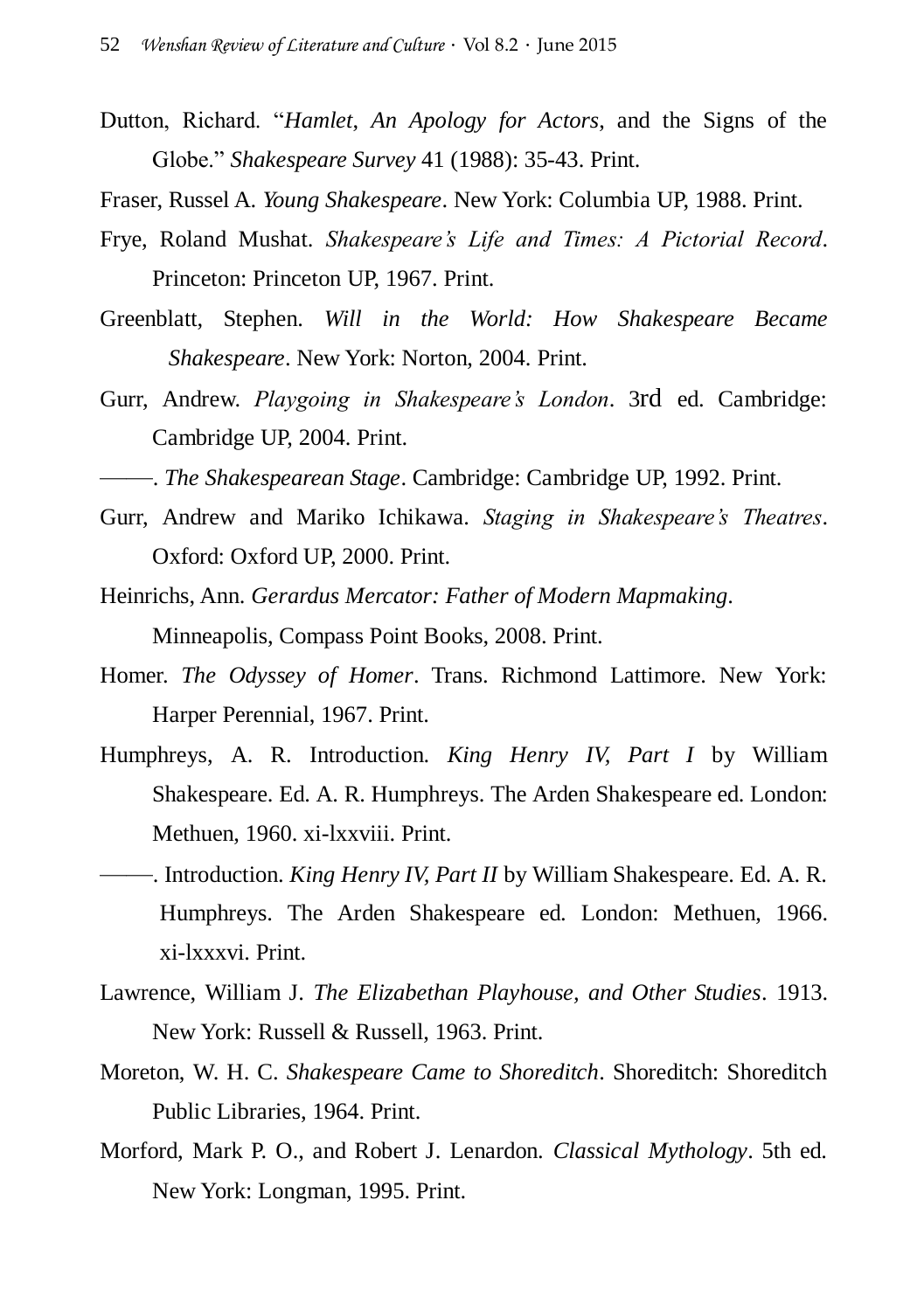Dutton, Richard. "*Hamlet, An Apology for Actors*, and the Signs of the Globe." *Shakespeare Survey* 41 (1988): 35-43. Print.

Fraser, Russel A. *Young Shakespeare*. New York: Columbia UP, 1988. Print.

Frye, Roland Mushat. *Shakespeare's Life and Times: A Pictorial Record*. Princeton: Princeton UP, 1967. Print.

Greenblatt, Stephen. *Will in the World: How Shakespeare Became Shakespeare*. New York: Norton, 2004. Print.

Gurr, Andrew. *Playgoing in Shakespeare's London*. 3rd ed. Cambridge: Cambridge UP, 2004. Print.

———. *The Shakespearean Stage*. Cambridge: Cambridge UP, 1992. Print.

Gurr, Andrew and Mariko Ichikawa. *Staging in Shakespeare's Theatres*. Oxford: Oxford UP, 2000. Print.

Heinrichs, Ann. *Gerardus Mercator: Father of Modern Mapmaking*. Minneapolis, Compass Point Books, 2008. Print.

Homer. *The Odyssey of Homer*. Trans. Richmond Lattimore. New York: Harper Perennial, 1967. Print.

Humphreys, A. R. Introduction. *King Henry IV, Part I* by William Shakespeare. Ed. A. R. Humphreys. The Arden Shakespeare ed. London: Methuen, 1960. xi-lxxviii. Print.

———. Introduction. *King Henry IV, Part II* by William Shakespeare. Ed. A. R. Humphreys. The Arden Shakespeare ed. London: Methuen, 1966. xi-lxxxvi. Print.

Lawrence, William J. *The Elizabethan Playhouse, and Other Studies*. 1913. New York: Russell & Russell, 1963. Print.

Moreton, W. H. C. *Shakespeare Came to Shoreditch*. Shoreditch: Shoreditch Public Libraries, 1964. Print.

Morford, Mark P. O., and Robert J. Lenardon. *Classical Mythology*. 5th ed. New York: Longman, 1995. Print.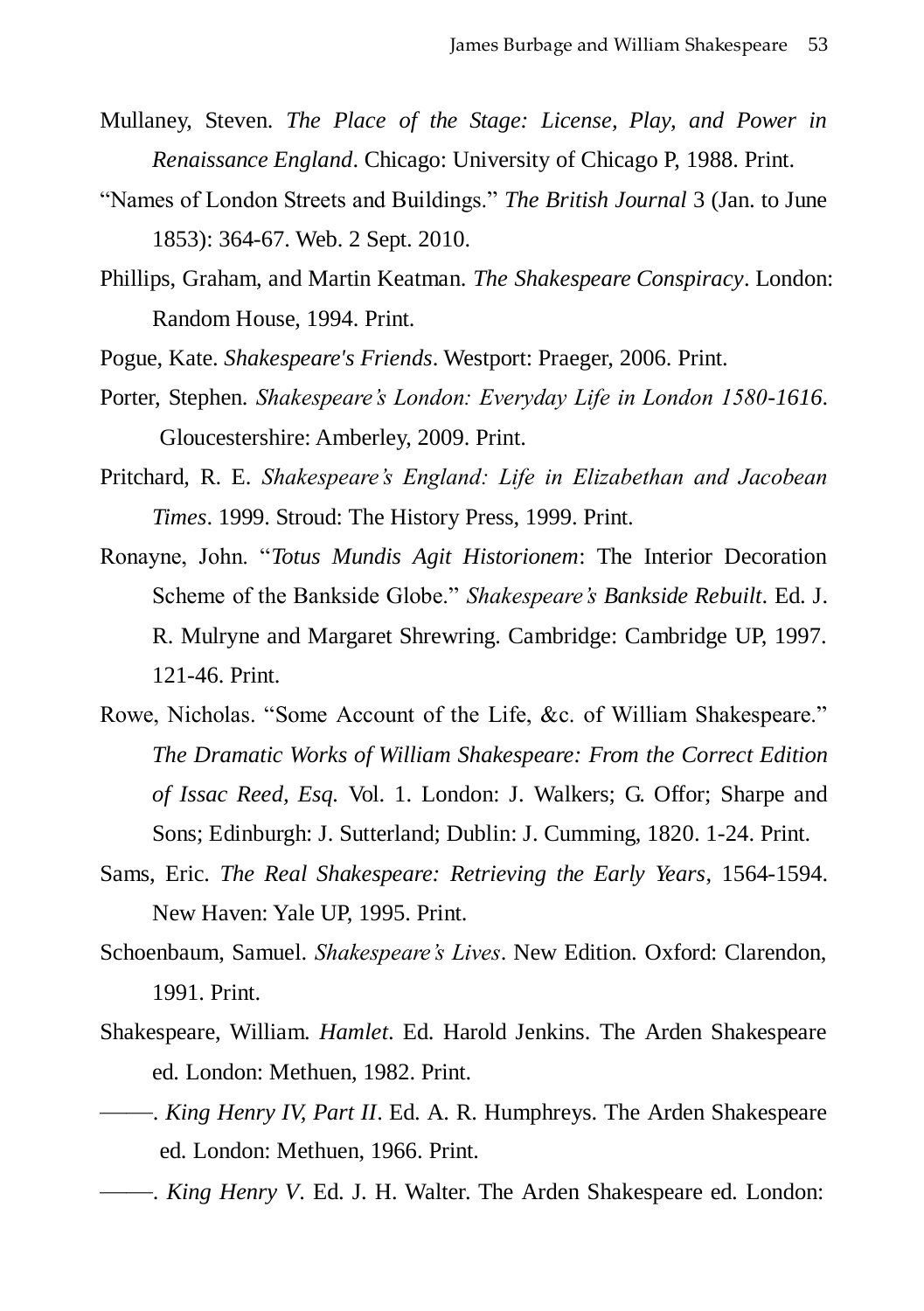Mullaney, Steven. *The Place of the Stage: License, Play, and Power in Renaissance England*. Chicago: University of Chicago P, 1988. Print.

"Names of London Streets and Buildings." *The British Journal* 3 (Jan. to June 1853): 364-67. Web. 2 Sept. 2010.

Phillips, Graham, and Martin Keatman. *The Shakespeare Conspiracy*. London: Random House, 1994. Print.

Pogue, Kate. *Shakespeare's Friends*. Westport: Praeger, 2006. Print.

Porter, Stephen. *Shakespeare's London: Everyday Life in London 1580-1616*. Gloucestershire: Amberley, 2009. Print.

Pritchard, R. E. *Shakespeare's England: Life in Elizabethan and Jacobean Times*. 1999. Stroud: The History Press, 1999. Print.

Ronayne, John. "*Totus Mundis Agit Historionem*: The Interior Decoration Scheme of the Bankside Globe." *Shakespeare's Bankside Rebuilt*. Ed. J. R. Mulryne and Margaret Shrewring. Cambridge: Cambridge UP, 1997. 121-46. Print.

Rowe, Nicholas. "Some Account of the Life, &c. of William Shakespeare." *The Dramatic Works of William Shakespeare: From the Correct Edition of Issac Reed, Esq.* Vol. 1. London: J. Walkers; G. Offor; Sharpe and Sons; Edinburgh: J. Sutterland; Dublin: J. Cumming, 1820. 1-24. Print.

Sams, Eric. *The Real Shakespeare: Retrieving the Early Years*, 1564-1594. New Haven: Yale UP, 1995. Print.

Schoenbaum, Samuel. *Shakespeare's Lives*. New Edition. Oxford: Clarendon, 1991. Print.

Shakespeare, William. *Hamlet*. Ed. Harold Jenkins. The Arden Shakespeare ed. London: Methuen, 1982. Print.

———. *King Henry IV, Part II*. Ed. A. R. Humphreys. The Arden Shakespeare ed. London: Methuen, 1966. Print.

———. *King Henry V*. Ed. J. H. Walter. The Arden Shakespeare ed. London: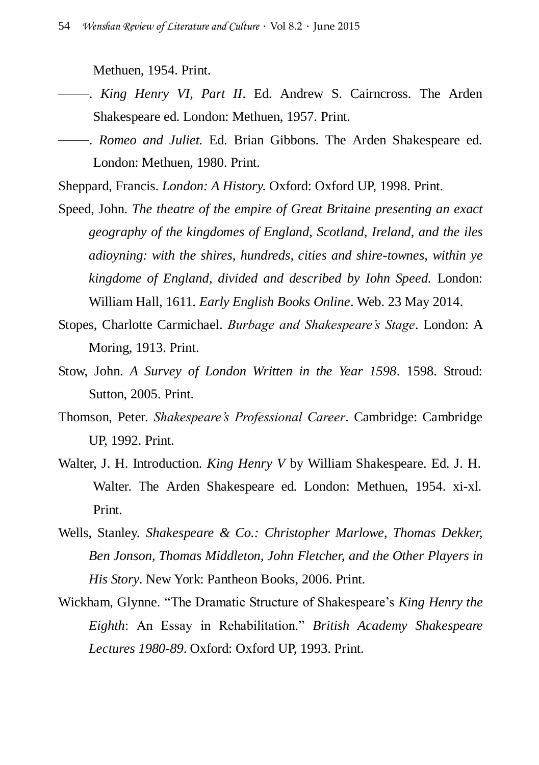Methuen, 1954. Print.

———. *King Henry VI, Part II*. Ed. Andrew S. Cairncross. The Arden Shakespeare ed. London: Methuen, 1957. Print.

———. *Romeo and Juliet*. Ed. Brian Gibbons. The Arden Shakespeare ed. London: Methuen, 1980. Print.

Sheppard, Francis. *London: A History*. Oxford: Oxford UP, 1998. Print.

Speed, John. *The theatre of the empire of Great Britaine presenting an exact geography of the kingdomes of England, Scotland, Ireland, and the iles adioyning: with the shires, hundreds, cities and shire-townes, within ye kingdome of England, divided and described by Iohn Speed*. London: William Hall, 1611. *Early English Books Online*. Web. 23 May 2014.

Stopes, Charlotte Carmichael. *Burbage and Shakespeare's Stage*. London: A Moring, 1913. Print.

Stow, John. *A Survey of London Written in the Year 1598*. 1598. Stroud: Sutton, 2005. Print.

Thomson, Peter. *Shakespeare's Professional Career*. Cambridge: Cambridge UP, 1992. Print.

Walter, J. H. Introduction. *King Henry V* by William Shakespeare. Ed. J. H. Walter. The Arden Shakespeare ed. London: Methuen, 1954. xi-xl. Print.

Wells, Stanley. *Shakespeare & Co.: Christopher Marlowe, Thomas Dekker, Ben Jonson, Thomas Middleton, John Fletcher, and the Other Players in His Story*. New York: Pantheon Books, 2006. Print.

Wickham, Glynne. "The Dramatic Structure of Shakespeare's *King Henry the Eighth*: An Essay in Rehabilitation." *British Academy Shakespeare Lectures 1980-89*. Oxford: Oxford UP, 1993. Print.